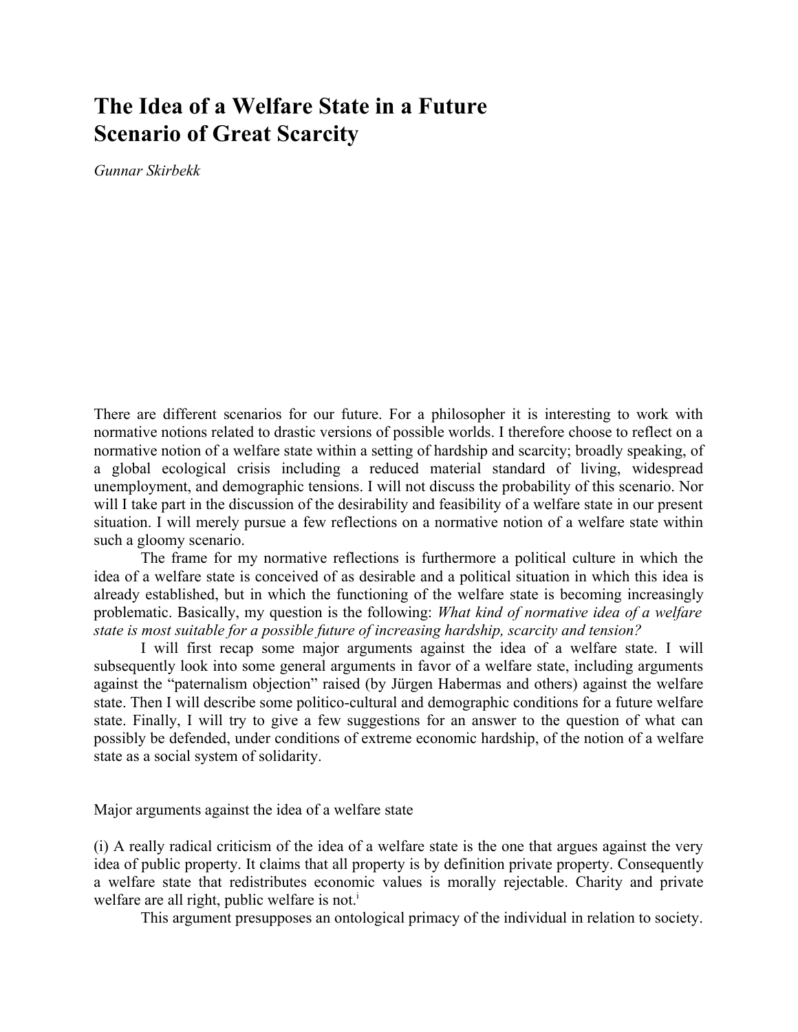# The Idea of a Welfare State in a Future Scenario of Great Scarcity

*Gunnar Skirbekk*

There are different scenarios for our future. For a philosopher it is interesting to work with normative notions related to drastic versions of possible worlds. I therefore choose to reflect on a normative notion of a welfare state within a setting of hardship and scarcity; broadly speaking, of a global ecological crisis including a reduced material standard of living, widespread unemployment, and demographic tensions. I will not discuss the probability of this scenario. Nor will I take part in the discussion of the desirability and feasibility of a welfare state in our present situation. I will merely pursue a few reflections on a normative notion of a welfare state within such a gloomy scenario.

The frame for my normative reflections is furthermore a political culture in which the idea of a welfare state is conceived of as desirable and a political situation in which this idea is already established, but in which the functioning of the welfare state is becoming increasingly problematic. Basically, my question is the following: *What kind of normative idea of a welfare state is most suitable for a possible future of increasing hardship, scarcity and tension?*

I will first recap some major arguments against the idea of a welfare state. I will subsequently look into some general arguments in favor of a welfare state, including arguments against the "paternalism objection" raised (by Jürgen Habermas and others) against the welfare state. Then I will describe some politico-cultural and demographic conditions for a future welfare state. Finally, I will try to give a few suggestions for an answer to the question of what can possibly be defended, under conditions of extreme economic hardship, of the notion of a welfare state as a social system of solidarity.

## Major arguments against the idea of a welfare state

(i) A really radical criticism of the idea of a welfare state is the one that argues against the very idea of public property. It claims that all property is by definition private property. Consequently a welfare state that redistributes economic values is morally rejectable. Charity and private welfare are all right, public welfare is not.[i]

This argument presupposes an ontological primacy of the individual in relation to society.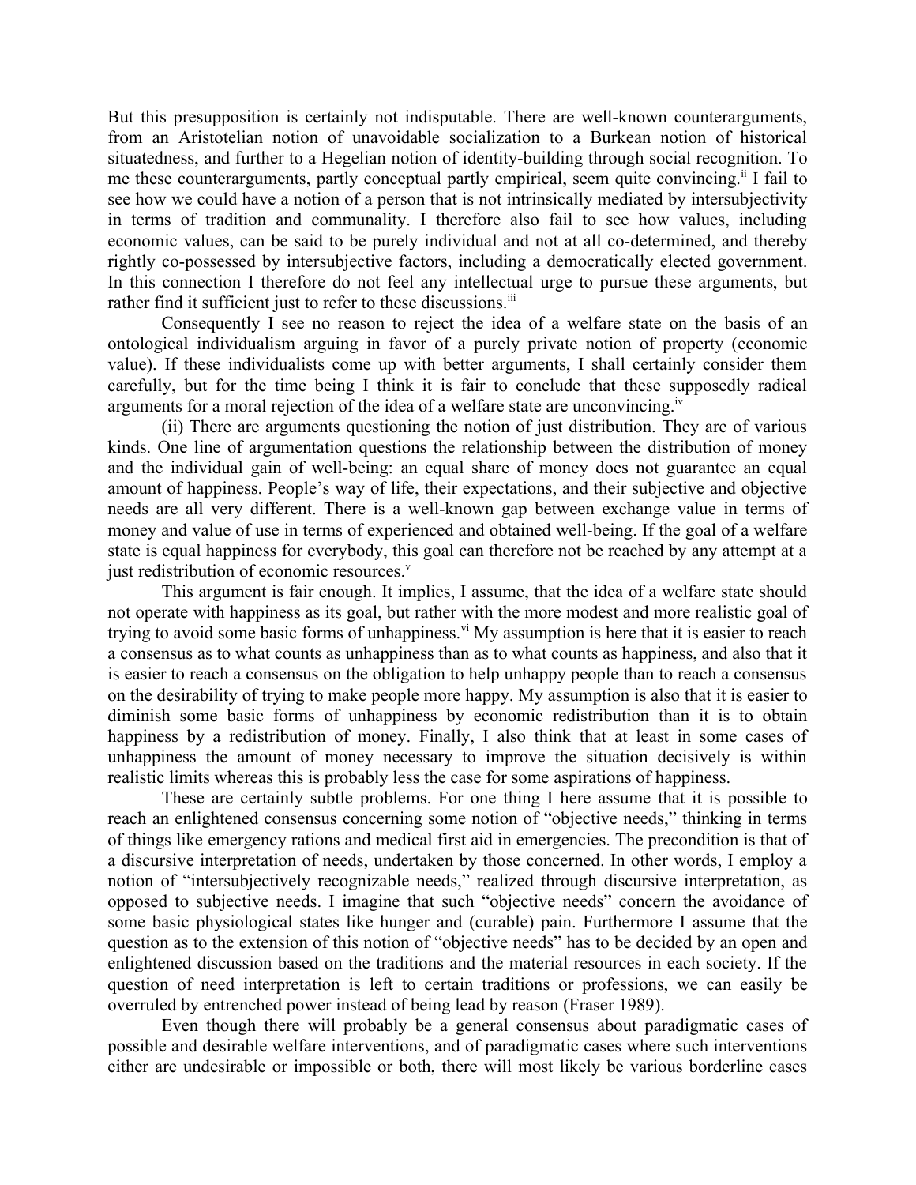But this presupposition is certainly not indisputable. There are well-known counterarguments, from an Aristotelian notion of unavoidable socialization to a Burkean notion of historical situatedness, and further to a Hegelian notion of identity-building through social recognition. To me these counterarguments, partly conceptual partly empirical, seem quite convincing.[ii] I fail to see how we could have a notion of a person that is not intrinsically mediated by intersubjectivity in terms of tradition and communality. I therefore also fail to see how values, including economic values, can be said to be purely individual and not at all co-determined, and thereby rightly co-possessed by intersubjective factors, including a democratically elected government. In this connection I therefore do not feel any intellectual urge to pursue these arguments, but rather find it sufficient just to refer to these discussions.[iii]

Consequently I see no reason to reject the idea of a welfare state on the basis of an ontological individualism arguing in favor of a purely private notion of property (economic value). If these individualists come up with better arguments, I shall certainly consider them carefully, but for the time being I think it is fair to conclude that these supposedly radical arguments for a moral rejection of the idea of a welfare state are unconvincing.[iv]

(ii) There are arguments questioning the notion of just distribution. They are of various kinds. One line of argumentation questions the relationship between the distribution of money and the individual gain of well-being: an equal share of money does not guarantee an equal amount of happiness. People's way of life, their expectations, and their subjective and objective needs are all very different. There is a well-known gap between exchange value in terms of money and value of use in terms of experienced and obtained well-being. If the goal of a welfare state is equal happiness for everybody, this goal can therefore not be reached by any attempt at a just redistribution of economic resources.[v]

This argument is fair enough. It implies, I assume, that the idea of a welfare state should not operate with happiness as its goal, but rather with the more modest and more realistic goal of trying to avoid some basic forms of unhappiness.[vi] My assumption is here that it is easier to reach a consensus as to what counts as unhappiness than as to what counts as happiness, and also that it is easier to reach a consensus on the obligation to help unhappy people than to reach a consensus on the desirability of trying to make people more happy. My assumption is also that it is easier to diminish some basic forms of unhappiness by economic redistribution than it is to obtain happiness by a redistribution of money. Finally, I also think that at least in some cases of unhappiness the amount of money necessary to improve the situation decisively is within realistic limits whereas this is probably less the case for some aspirations of happiness.

These are certainly subtle problems. For one thing I here assume that it is possible to reach an enlightened consensus concerning some notion of "objective needs," thinking in terms of things like emergency rations and medical first aid in emergencies. The precondition is that of a discursive interpretation of needs, undertaken by those concerned. In other words, I employ a notion of "intersubjectively recognizable needs," realized through discursive interpretation, as opposed to subjective needs. I imagine that such "objective needs" concern the avoidance of some basic physiological states like hunger and (curable) pain. Furthermore I assume that the question as to the extension of this notion of "objective needs" has to be decided by an open and enlightened discussion based on the traditions and the material resources in each society. If the question of need interpretation is left to certain traditions or professions, we can easily be overruled by entrenched power instead of being lead by reason (Fraser 1989).

Even though there will probably be a general consensus about paradigmatic cases of possible and desirable welfare interventions, and of paradigmatic cases where such interventions either are undesirable or impossible or both, there will most likely be various borderline cases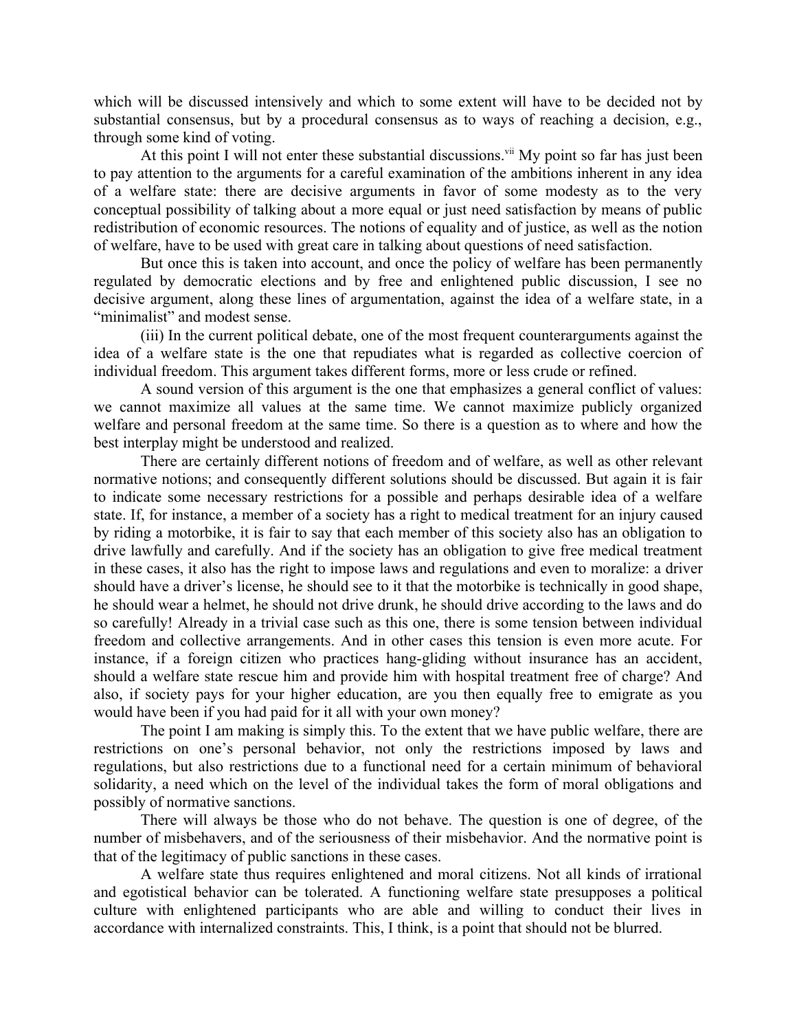which will be discussed intensively and which to some extent will have to be decided not by substantial consensus, but by a procedural consensus as to ways of reaching a decision, e.g., through some kind of voting.

At this point I will not enter these substantial discussions.[vii] My point so far has just been to pay attention to the arguments for a careful examination of the ambitions inherent in any idea of a welfare state: there are decisive arguments in favor of some modesty as to the very conceptual possibility of talking about a more equal or just need satisfaction by means of public redistribution of economic resources. The notions of equality and of justice, as well as the notion of welfare, have to be used with great care in talking about questions of need satisfaction.

But once this is taken into account, and once the policy of welfare has been permanently regulated by democratic elections and by free and enlightened public discussion, I see no decisive argument, along these lines of argumentation, against the idea of a welfare state, in a "minimalist" and modest sense.

(iii) In the current political debate, one of the most frequent counterarguments against the idea of a welfare state is the one that repudiates what is regarded as collective coercion of individual freedom. This argument takes different forms, more or less crude or refined.

A sound version of this argument is the one that emphasizes a general conflict of values: we cannot maximize all values at the same time. We cannot maximize publicly organized welfare and personal freedom at the same time. So there is a question as to where and how the best interplay might be understood and realized.

There are certainly different notions of freedom and of welfare, as well as other relevant normative notions; and consequently different solutions should be discussed. But again it is fair to indicate some necessary restrictions for a possible and perhaps desirable idea of a welfare state. If, for instance, a member of a society has a right to medical treatment for an injury caused by riding a motorbike, it is fair to say that each member of this society also has an obligation to drive lawfully and carefully. And if the society has an obligation to give free medical treatment in these cases, it also has the right to impose laws and regulations and even to moralize: a driver should have a driver's license, he should see to it that the motorbike is technically in good shape, he should wear a helmet, he should not drive drunk, he should drive according to the laws and do so carefully! Already in a trivial case such as this one, there is some tension between individual freedom and collective arrangements. And in other cases this tension is even more acute. For instance, if a foreign citizen who practices hang-gliding without insurance has an accident, should a welfare state rescue him and provide him with hospital treatment free of charge? And also, if society pays for your higher education, are you then equally free to emigrate as you would have been if you had paid for it all with your own money?

The point I am making is simply this. To the extent that we have public welfare, there are restrictions on one's personal behavior, not only the restrictions imposed by laws and regulations, but also restrictions due to a functional need for a certain minimum of behavioral solidarity, a need which on the level of the individual takes the form of moral obligations and possibly of normative sanctions.

There will always be those who do not behave. The question is one of degree, of the number of misbehavers, and of the seriousness of their misbehavior. And the normative point is that of the legitimacy of public sanctions in these cases.

A welfare state thus requires enlightened and moral citizens. Not all kinds of irrational and egotistical behavior can be tolerated. A functioning welfare state presupposes a political culture with enlightened participants who are able and willing to conduct their lives in accordance with internalized constraints. This, I think, is a point that should not be blurred.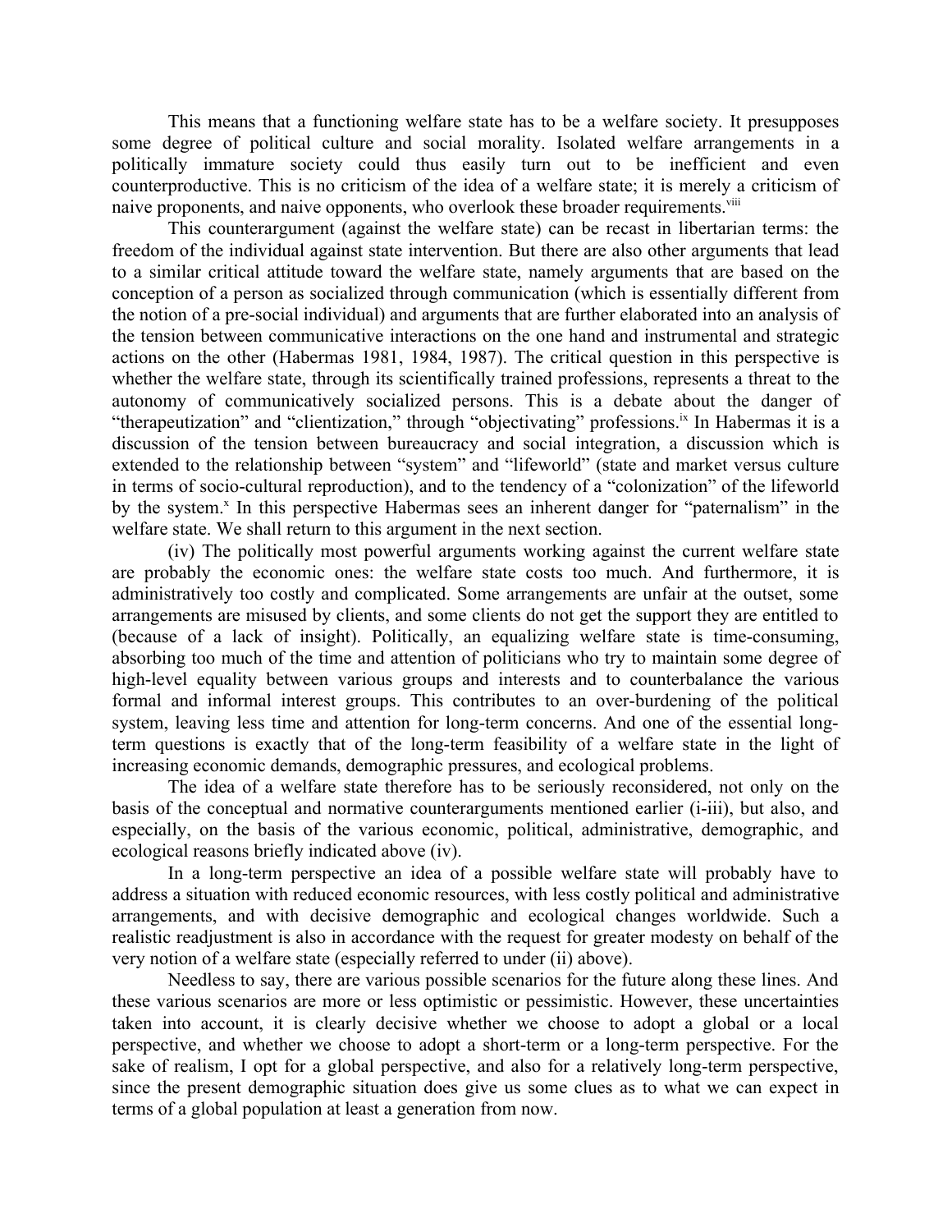This means that a functioning welfare state has to be a welfare society. It presupposes some degree of political culture and social morality. Isolated welfare arrangements in a politically immature society could thus easily turn out to be inefficient and even counterproductive. This is no criticism of the idea of a welfare state; it is merely a criticism of naive proponents, and naive opponents, who overlook these broader requirements.[viii]

This counterargument (against the welfare state) can be recast in libertarian terms: the freedom of the individual against state intervention. But there are also other arguments that lead to a similar critical attitude toward the welfare state, namely arguments that are based on the conception of a person as socialized through communication (which is essentially different from the notion of a pre-social individual) and arguments that are further elaborated into an analysis of the tension between communicative interactions on the one hand and instrumental and strategic actions on the other (Habermas 1981, 1984, 1987). The critical question in this perspective is whether the welfare state, through its scientifically trained professions, represents a threat to the autonomy of communicatively socialized persons. This is a debate about the danger of "therapeutization" and "clientization," through "objectivating" professions.[ix] In Habermas it is a discussion of the tension between bureaucracy and social integration, a discussion which is extended to the relationship between "system" and "lifeworld" (state and market versus culture in terms of socio-cultural reproduction), and to the tendency of a "colonization" of the lifeworld by the system.[x] In this perspective Habermas sees an inherent danger for "paternalism" in the welfare state. We shall return to this argument in the next section.

(iv) The politically most powerful arguments working against the current welfare state are probably the economic ones: the welfare state costs too much. And furthermore, it is administratively too costly and complicated. Some arrangements are unfair at the outset, some arrangements are misused by clients, and some clients do not get the support they are entitled to (because of a lack of insight). Politically, an equalizing welfare state is time-consuming, absorbing too much of the time and attention of politicians who try to maintain some degree of high-level equality between various groups and interests and to counterbalance the various formal and informal interest groups. This contributes to an over-burdening of the political system, leaving less time and attention for long-term concerns. And one of the essential long-term questions is exactly that of the long-term feasibility of a welfare state in the light of increasing economic demands, demographic pressures, and ecological problems.

The idea of a welfare state therefore has to be seriously reconsidered, not only on the basis of the conceptual and normative counterarguments mentioned earlier (i-iii), but also, and especially, on the basis of the various economic, political, administrative, demographic, and ecological reasons briefly indicated above (iv).

In a long-term perspective an idea of a possible welfare state will probably have to address a situation with reduced economic resources, with less costly political and administrative arrangements, and with decisive demographic and ecological changes worldwide. Such a realistic readjustment is also in accordance with the request for greater modesty on behalf of the very notion of a welfare state (especially referred to under (ii) above).

Needless to say, there are various possible scenarios for the future along these lines. And these various scenarios are more or less optimistic or pessimistic. However, these uncertainties taken into account, it is clearly decisive whether we choose to adopt a global or a local perspective, and whether we choose to adopt a short-term or a long-term perspective. For the sake of realism, I opt for a global perspective, and also for a relatively long-term perspective, since the present demographic situation does give us some clues as to what we can expect in terms of a global population at least a generation from now.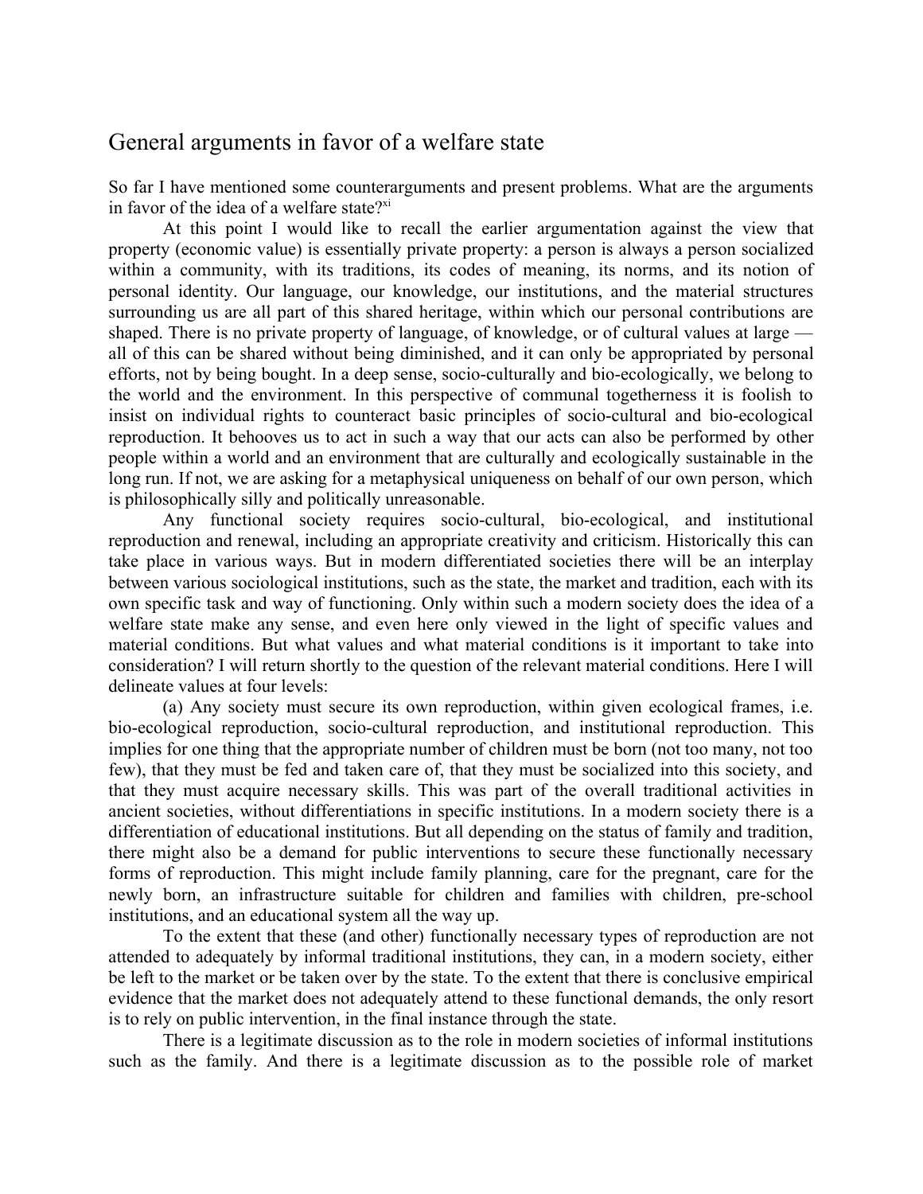## General arguments in favor of a welfare state

So far I have mentioned some counterarguments and present problems. What are the arguments in favor of the idea of a welfare state?[xi]

At this point I would like to recall the earlier argumentation against the view that property (economic value) is essentially private property: a person is always a person socialized within a community, with its traditions, its codes of meaning, its norms, and its notion of personal identity. Our language, our knowledge, our institutions, and the material structures surrounding us are all part of this shared heritage, within which our personal contributions are shaped. There is no private property of language, of knowledge, or of cultural values at large — all of this can be shared without being diminished, and it can only be appropriated by personal efforts, not by being bought. In a deep sense, socio-culturally and bio-ecologically, we belong to the world and the environment. In this perspective of communal togetherness it is foolish to insist on individual rights to counteract basic principles of socio-cultural and bio-ecological reproduction. It behooves us to act in such a way that our acts can also be performed by other people within a world and an environment that are culturally and ecologically sustainable in the long run. If not, we are asking for a metaphysical uniqueness on behalf of our own person, which is philosophically silly and politically unreasonable.

Any functional society requires socio-cultural, bio-ecological, and institutional reproduction and renewal, including an appropriate creativity and criticism. Historically this can take place in various ways. But in modern differentiated societies there will be an interplay between various sociological institutions, such as the state, the market and tradition, each with its own specific task and way of functioning. Only within such a modern society does the idea of a welfare state make any sense, and even here only viewed in the light of specific values and material conditions. But what values and what material conditions is it important to take into consideration? I will return shortly to the question of the relevant material conditions. Here I will delineate values at four levels:

(a) Any society must secure its own reproduction, within given ecological frames, i.e. bio-ecological reproduction, socio-cultural reproduction, and institutional reproduction. This implies for one thing that the appropriate number of children must be born (not too many, not too few), that they must be fed and taken care of, that they must be socialized into this society, and that they must acquire necessary skills. This was part of the overall traditional activities in ancient societies, without differentiations in specific institutions. In a modern society there is a differentiation of educational institutions. But all depending on the status of family and tradition, there might also be a demand for public interventions to secure these functionally necessary forms of reproduction. This might include family planning, care for the pregnant, care for the newly born, an infrastructure suitable for children and families with children, pre-school institutions, and an educational system all the way up.

To the extent that these (and other) functionally necessary types of reproduction are not attended to adequately by informal traditional institutions, they can, in a modern society, either be left to the market or be taken over by the state. To the extent that there is conclusive empirical evidence that the market does not adequately attend to these functional demands, the only resort is to rely on public intervention, in the final instance through the state.

There is a legitimate discussion as to the role in modern societies of informal institutions such as the family. And there is a legitimate discussion as to the possible role of market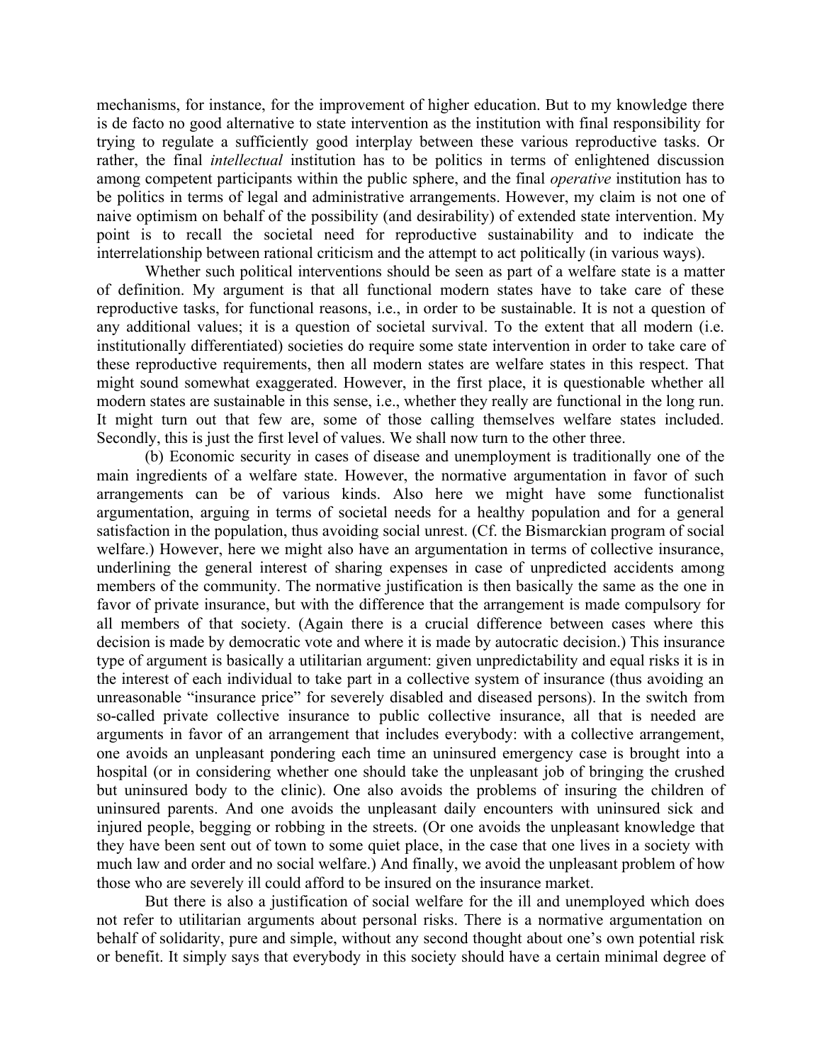mechanisms, for instance, for the improvement of higher education. But to my knowledge there is de facto no good alternative to state intervention as the institution with final responsibility for trying to regulate a sufficiently good interplay between these various reproductive tasks. Or rather, the final *intellectual* institution has to be politics in terms of enlightened discussion among competent participants within the public sphere, and the final *operative* institution has to be politics in terms of legal and administrative arrangements. However, my claim is not one of naive optimism on behalf of the possibility (and desirability) of extended state intervention. My point is to recall the societal need for reproductive sustainability and to indicate the interrelationship between rational criticism and the attempt to act politically (in various ways).

Whether such political interventions should be seen as part of a welfare state is a matter of definition. My argument is that all functional modern states have to take care of these reproductive tasks, for functional reasons, i.e., in order to be sustainable. It is not a question of any additional values; it is a question of societal survival. To the extent that all modern (i.e. institutionally differentiated) societies do require some state intervention in order to take care of these reproductive requirements, then all modern states are welfare states in this respect. That might sound somewhat exaggerated. However, in the first place, it is questionable whether all modern states are sustainable in this sense, i.e., whether they really are functional in the long run. It might turn out that few are, some of those calling themselves welfare states included. Secondly, this is just the first level of values. We shall now turn to the other three.

(b) Economic security in cases of disease and unemployment is traditionally one of the main ingredients of a welfare state. However, the normative argumentation in favor of such arrangements can be of various kinds. Also here we might have some functionalist argumentation, arguing in terms of societal needs for a healthy population and for a general satisfaction in the population, thus avoiding social unrest. (Cf. the Bismarckian program of social welfare.) However, here we might also have an argumentation in terms of collective insurance, underlining the general interest of sharing expenses in case of unpredicted accidents among members of the community. The normative justification is then basically the same as the one in favor of private insurance, but with the difference that the arrangement is made compulsory for all members of that society. (Again there is a crucial difference between cases where this decision is made by democratic vote and where it is made by autocratic decision.) This insurance type of argument is basically a utilitarian argument: given unpredictability and equal risks it is in the interest of each individual to take part in a collective system of insurance (thus avoiding an unreasonable "insurance price" for severely disabled and diseased persons). In the switch from so-called private collective insurance to public collective insurance, all that is needed are arguments in favor of an arrangement that includes everybody: with a collective arrangement, one avoids an unpleasant pondering each time an uninsured emergency case is brought into a hospital (or in considering whether one should take the unpleasant job of bringing the crushed but uninsured body to the clinic). One also avoids the problems of insuring the children of uninsured parents. And one avoids the unpleasant daily encounters with uninsured sick and injured people, begging or robbing in the streets. (Or one avoids the unpleasant knowledge that they have been sent out of town to some quiet place, in the case that one lives in a society with much law and order and no social welfare.) And finally, we avoid the unpleasant problem of how those who are severely ill could afford to be insured on the insurance market.

But there is also a justification of social welfare for the ill and unemployed which does not refer to utilitarian arguments about personal risks. There is a normative argumentation on behalf of solidarity, pure and simple, without any second thought about one's own potential risk or benefit. It simply says that everybody in this society should have a certain minimal degree of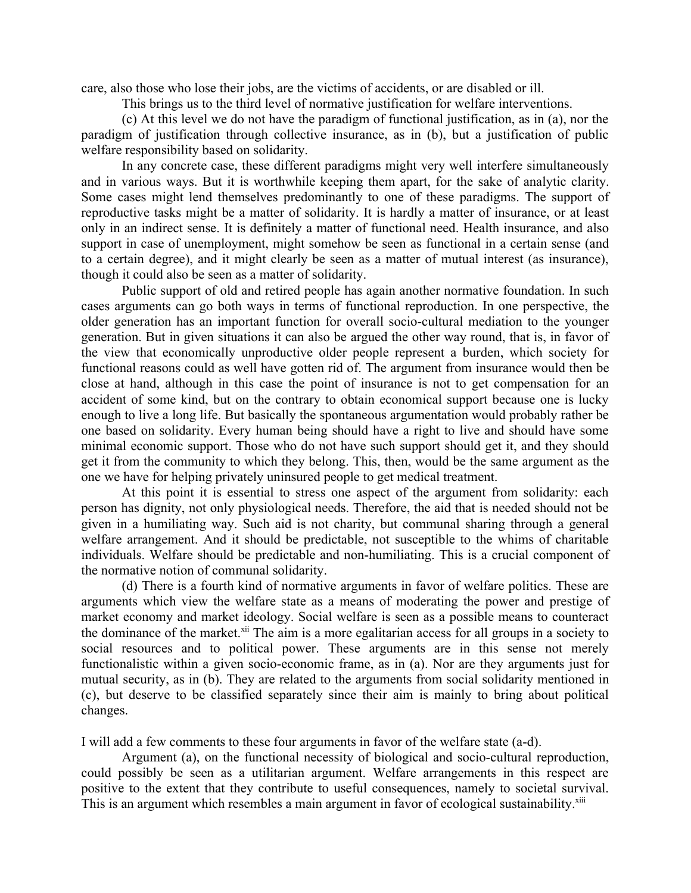care, also those who lose their jobs, are the victims of accidents, or are disabled or ill.

This brings us to the third level of normative justification for welfare interventions.

(c) At this level we do not have the paradigm of functional justification, as in (a), nor the paradigm of justification through collective insurance, as in (b), but a justification of public welfare responsibility based on solidarity.

In any concrete case, these different paradigms might very well interfere simultaneously and in various ways. But it is worthwhile keeping them apart, for the sake of analytic clarity. Some cases might lend themselves predominantly to one of these paradigms. The support of reproductive tasks might be a matter of solidarity. It is hardly a matter of insurance, or at least only in an indirect sense. It is definitely a matter of functional need. Health insurance, and also support in case of unemployment, might somehow be seen as functional in a certain sense (and to a certain degree), and it might clearly be seen as a matter of mutual interest (as insurance), though it could also be seen as a matter of solidarity.

Public support of old and retired people has again another normative foundation. In such cases arguments can go both ways in terms of functional reproduction. In one perspective, the older generation has an important function for overall socio-cultural mediation to the younger generation. But in given situations it can also be argued the other way round, that is, in favor of the view that economically unproductive older people represent a burden, which society for functional reasons could as well have gotten rid of. The argument from insurance would then be close at hand, although in this case the point of insurance is not to get compensation for an accident of some kind, but on the contrary to obtain economical support because one is lucky enough to live a long life. But basically the spontaneous argumentation would probably rather be one based on solidarity. Every human being should have a right to live and should have some minimal economic support. Those who do not have such support should get it, and they should get it from the community to which they belong. This, then, would be the same argument as the one we have for helping privately uninsured people to get medical treatment.

At this point it is essential to stress one aspect of the argument from solidarity: each person has dignity, not only physiological needs. Therefore, the aid that is needed should not be given in a humiliating way. Such aid is not charity, but communal sharing through a general welfare arrangement. And it should be predictable, not susceptible to the whims of charitable individuals. Welfare should be predictable and non-humiliating. This is a crucial component of the normative notion of communal solidarity.

(d) There is a fourth kind of normative arguments in favor of welfare politics. These are arguments which view the welfare state as a means of moderating the power and prestige of market economy and market ideology. Social welfare is seen as a possible means to counteract the dominance of the market.[xii] The aim is a more egalitarian access for all groups in a society to social resources and to political power. These arguments are in this sense not merely functionalistic within a given socio-economic frame, as in (a). Nor are they arguments just for mutual security, as in (b). They are related to the arguments from social solidarity mentioned in (c), but deserve to be classified separately since their aim is mainly to bring about political changes.

I will add a few comments to these four arguments in favor of the welfare state (a-d).

Argument (a), on the functional necessity of biological and socio-cultural reproduction, could possibly be seen as a utilitarian argument. Welfare arrangements in this respect are positive to the extent that they contribute to useful consequences, namely to societal survival. This is an argument which resembles a main argument in favor of ecological sustainability.[xiii]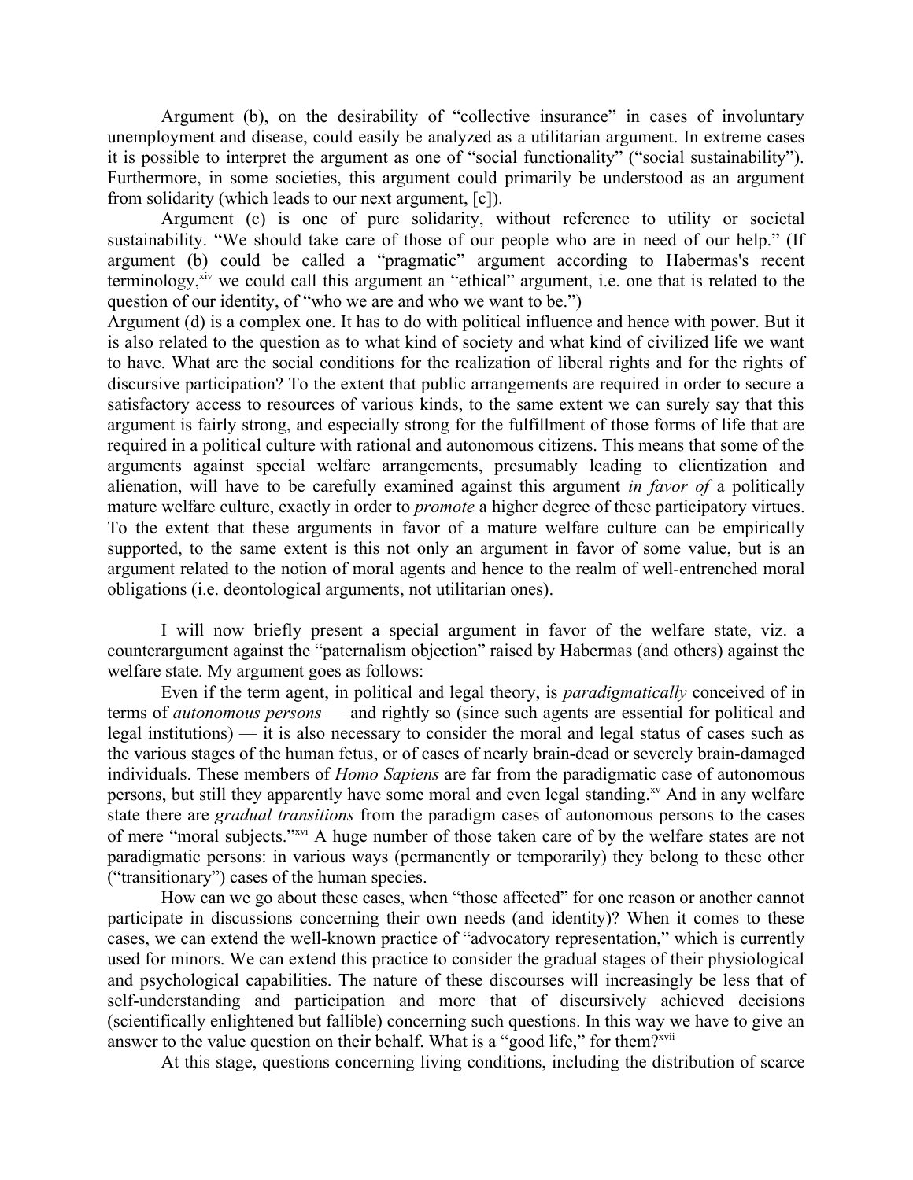Argument (b), on the desirability of "collective insurance" in cases of involuntary unemployment and disease, could easily be analyzed as a utilitarian argument. In extreme cases it is possible to interpret the argument as one of "social functionality" ("social sustainability"). Furthermore, in some societies, this argument could primarily be understood as an argument from solidarity (which leads to our next argument, [c]).

Argument (c) is one of pure solidarity, without reference to utility or societal sustainability. "We should take care of those of our people who are in need of our help." (If argument (b) could be called a "pragmatic" argument according to Habermas's recent terminology,[xiv] we could call this argument an "ethical" argument, i.e. one that is related to the question of our identity, of "who we are and who we want to be.")

Argument (d) is a complex one. It has to do with political influence and hence with power. But it is also related to the question as to what kind of society and what kind of civilized life we want to have. What are the social conditions for the realization of liberal rights and for the rights of discursive participation? To the extent that public arrangements are required in order to secure a satisfactory access to resources of various kinds, to the same extent we can surely say that this argument is fairly strong, and especially strong for the fulfillment of those forms of life that are required in a political culture with rational and autonomous citizens. This means that some of the arguments against special welfare arrangements, presumably leading to clientization and alienation, will have to be carefully examined against this argument *in favor of* a politically mature welfare culture, exactly in order to *promote* a higher degree of these participatory virtues. To the extent that these arguments in favor of a mature welfare culture can be empirically supported, to the same extent is this not only an argument in favor of some value, but is an argument related to the notion of moral agents and hence to the realm of well-entrenched moral obligations (i.e. deontological arguments, not utilitarian ones).

I will now briefly present a special argument in favor of the welfare state, viz. a counterargument against the "paternalism objection" raised by Habermas (and others) against the welfare state. My argument goes as follows:

Even if the term agent, in political and legal theory, is *paradigmatically* conceived of in terms of *autonomous persons* — and rightly so (since such agents are essential for political and legal institutions) — it is also necessary to consider the moral and legal status of cases such as the various stages of the human fetus, or of cases of nearly brain-dead or severely brain-damaged individuals. These members of *Homo Sapiens* are far from the paradigmatic case of autonomous persons, but still they apparently have some moral and even legal standing.[xv] And in any welfare state there are *gradual transitions* from the paradigm cases of autonomous persons to the cases of mere "moral subjects."[xvi] A huge number of those taken care of by the welfare states are not paradigmatic persons: in various ways (permanently or temporarily) they belong to these other ("transitionary") cases of the human species.

How can we go about these cases, when "those affected" for one reason or another cannot participate in discussions concerning their own needs (and identity)? When it comes to these cases, we can extend the well-known practice of "advocatory representation," which is currently used for minors. We can extend this practice to consider the gradual stages of their physiological and psychological capabilities. The nature of these discourses will increasingly be less that of self-understanding and participation and more that of discursively achieved decisions (scientifically enlightened but fallible) concerning such questions. In this way we have to give an answer to the value question on their behalf. What is a "good life," for them?[xvii]

At this stage, questions concerning living conditions, including the distribution of scarce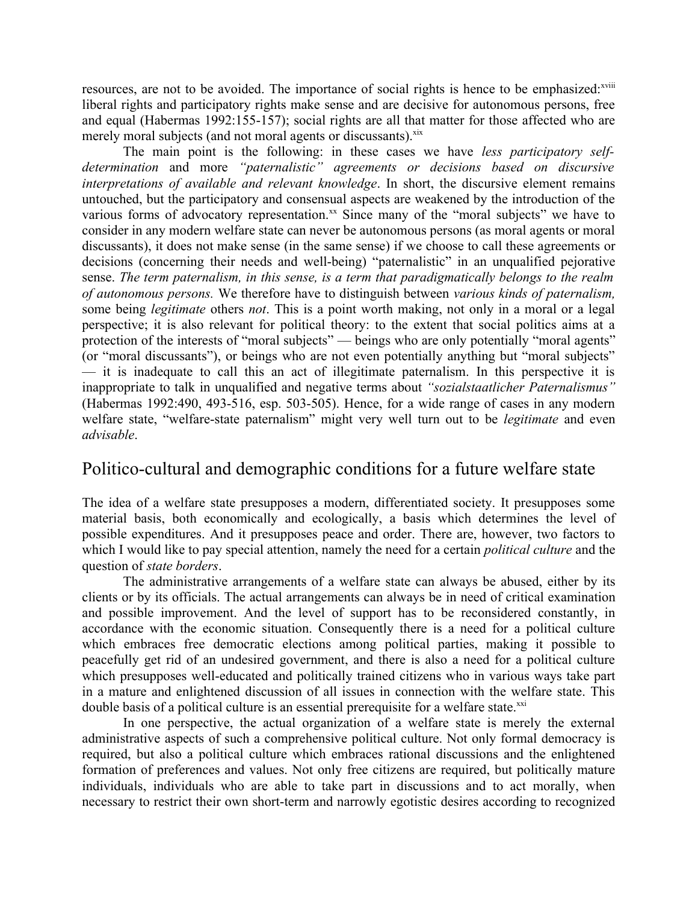resources, are not to be avoided. The importance of social rights is hence to be emphasized:[xviii] liberal rights and participatory rights make sense and are decisive for autonomous persons, free and equal (Habermas 1992:155-157); social rights are all that matter for those affected who are merely moral subjects (and not moral agents or discussants).[xix]

The main point is the following: in these cases we have *less participatory self-determination* and more *"paternalistic" agreements or decisions based on discursive interpretations of available and relevant knowledge*. In short, the discursive element remains untouched, but the participatory and consensual aspects are weakened by the introduction of the various forms of advocatory representation.[xx] Since many of the "moral subjects" we have to consider in any modern welfare state can never be autonomous persons (as moral agents or moral discussants), it does not make sense (in the same sense) if we choose to call these agreements or decisions (concerning their needs and well-being) "paternalistic" in an unqualified pejorative sense. *The term paternalism, in this sense, is a term that paradigmatically belongs to the realm of autonomous persons.* We therefore have to distinguish between *various kinds of paternalism,* some being *legitimate* others *not*. This is a point worth making, not only in a moral or a legal perspective; it is also relevant for political theory: to the extent that social politics aims at a protection of the interests of "moral subjects" — beings who are only potentially "moral agents" (or "moral discussants"), or beings who are not even potentially anything but "moral subjects" — it is inadequate to call this an act of illegitimate paternalism. In this perspective it is inappropriate to talk in unqualified and negative terms about *"sozialstaatlicher Paternalismus"* (Habermas 1992:490, 493-516, esp. 503-505). Hence, for a wide range of cases in any modern welfare state, "welfare-state paternalism" might very well turn out to be *legitimate* and even *advisable*.

## Politico-cultural and demographic conditions for a future welfare state

The idea of a welfare state presupposes a modern, differentiated society. It presupposes some material basis, both economically and ecologically, a basis which determines the level of possible expenditures. And it presupposes peace and order. There are, however, two factors to which I would like to pay special attention, namely the need for a certain *political culture* and the question of *state borders*.

The administrative arrangements of a welfare state can always be abused, either by its clients or by its officials. The actual arrangements can always be in need of critical examination and possible improvement. And the level of support has to be reconsidered constantly, in accordance with the economic situation. Consequently there is a need for a political culture which embraces free democratic elections among political parties, making it possible to peacefully get rid of an undesired government, and there is also a need for a political culture which presupposes well-educated and politically trained citizens who in various ways take part in a mature and enlightened discussion of all issues in connection with the welfare state. This double basis of a political culture is an essential prerequisite for a welfare state.[xxi]

In one perspective, the actual organization of a welfare state is merely the external administrative aspects of such a comprehensive political culture. Not only formal democracy is required, but also a political culture which embraces rational discussions and the enlightened formation of preferences and values. Not only free citizens are required, but politically mature individuals, individuals who are able to take part in discussions and to act morally, when necessary to restrict their own short-term and narrowly egotistic desires according to recognized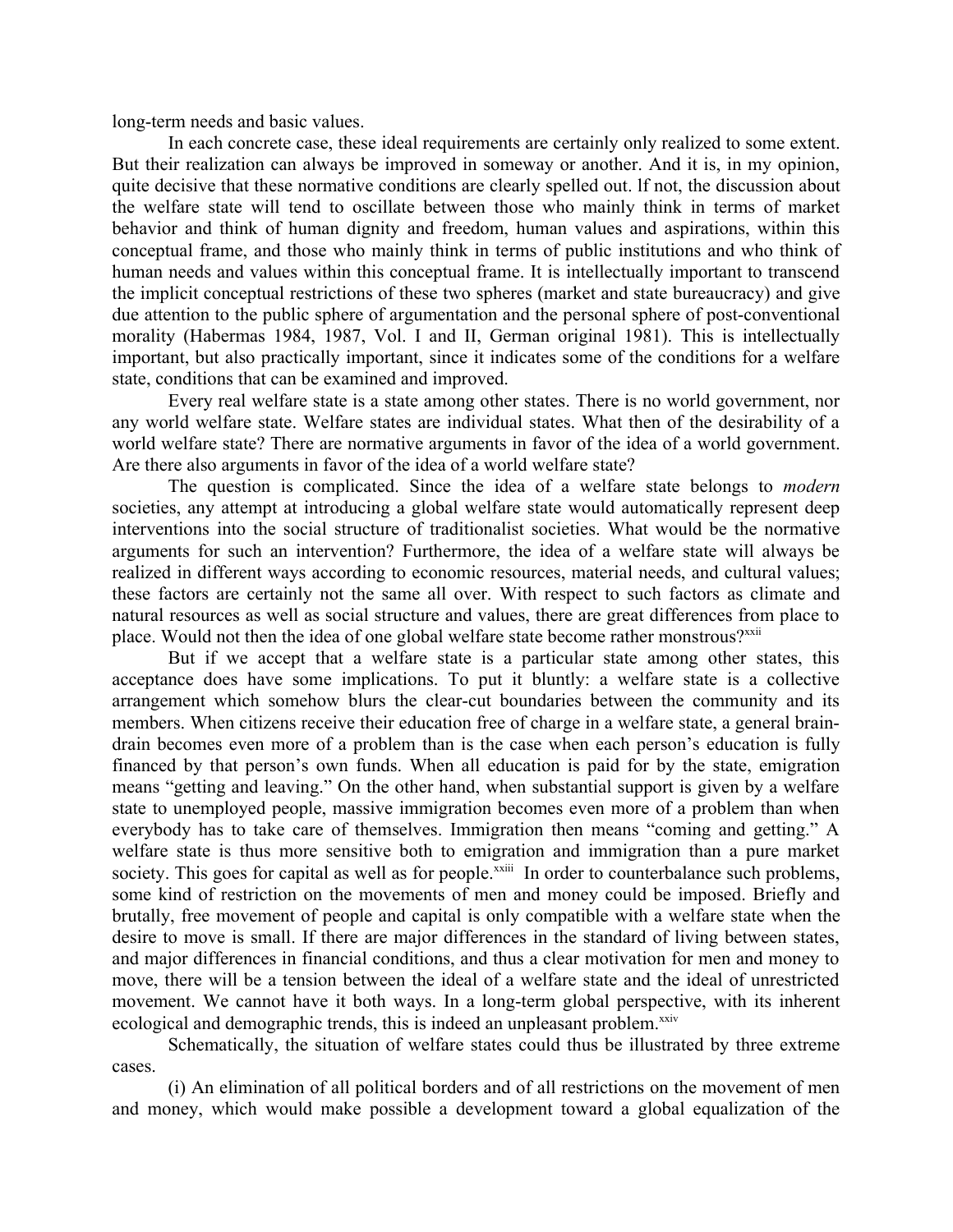long-term needs and basic values.

In each concrete case, these ideal requirements are certainly only realized to some extent. But their realization can always be improved in someway or another. And it is, in my opinion, quite decisive that these normative conditions are clearly spelled out. If not, the discussion about the welfare state will tend to oscillate between those who mainly think in terms of market behavior and think of human dignity and freedom, human values and aspirations, within this conceptual frame, and those who mainly think in terms of public institutions and who think of human needs and values within this conceptual frame. It is intellectually important to transcend the implicit conceptual restrictions of these two spheres (market and state bureaucracy) and give due attention to the public sphere of argumentation and the personal sphere of post-conventional morality (Habermas 1984, 1987, Vol. I and II, German original 1981). This is intellectually important, but also practically important, since it indicates some of the conditions for a welfare state, conditions that can be examined and improved.

Every real welfare state is a state among other states. There is no world government, nor any world welfare state. Welfare states are individual states. What then of the desirability of a world welfare state? There are normative arguments in favor of the idea of a world government. Are there also arguments in favor of the idea of a world welfare state?

The question is complicated. Since the idea of a welfare state belongs to *modern* societies, any attempt at introducing a global welfare state would automatically represent deep interventions into the social structure of traditionalist societies. What would be the normative arguments for such an intervention? Furthermore, the idea of a welfare state will always be realized in different ways according to economic resources, material needs, and cultural values; these factors are certainly not the same all over. With respect to such factors as climate and natural resources as well as social structure and values, there are great differences from place to place. Would not then the idea of one global welfare state become rather monstrous?[xxii]

But if we accept that a welfare state is a particular state among other states, this acceptance does have some implications. To put it bluntly: a welfare state is a collective arrangement which somehow blurs the clear-cut boundaries between the community and its members. When citizens receive their education free of charge in a welfare state, a general brain-drain becomes even more of a problem than is the case when each person's education is fully financed by that person's own funds. When all education is paid for by the state, emigration means "getting and leaving." On the other hand, when substantial support is given by a welfare state to unemployed people, massive immigration becomes even more of a problem than when everybody has to take care of themselves. Immigration then means "coming and getting." A welfare state is thus more sensitive both to emigration and immigration than a pure market society. This goes for capital as well as for people.[xxiii] In order to counterbalance such problems, some kind of restriction on the movements of men and money could be imposed. Briefly and brutally, free movement of people and capital is only compatible with a welfare state when the desire to move is small. If there are major differences in the standard of living between states, and major differences in financial conditions, and thus a clear motivation for men and money to move, there will be a tension between the ideal of a welfare state and the ideal of unrestricted movement. We cannot have it both ways. In a long-term global perspective, with its inherent ecological and demographic trends, this is indeed an unpleasant problem.[xxiv]

Schematically, the situation of welfare states could thus be illustrated by three extreme cases.

(i) An elimination of all political borders and of all restrictions on the movement of men and money, which would make possible a development toward a global equalization of the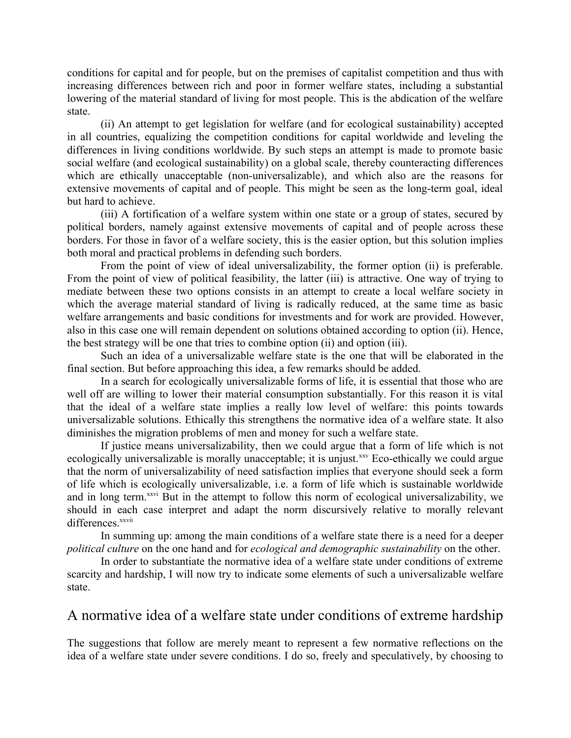conditions for capital and for people, but on the premises of capitalist competition and thus with increasing differences between rich and poor in former welfare states, including a substantial lowering of the material standard of living for most people. This is the abdication of the welfare state.

(ii) An attempt to get legislation for welfare (and for ecological sustainability) accepted in all countries, equalizing the competition conditions for capital worldwide and leveling the differences in living conditions worldwide. By such steps an attempt is made to promote basic social welfare (and ecological sustainability) on a global scale, thereby counteracting differences which are ethically unacceptable (non-universalizable), and which also are the reasons for extensive movements of capital and of people. This might be seen as the long-term goal, ideal but hard to achieve.

(iii) A fortification of a welfare system within one state or a group of states, secured by political borders, namely against extensive movements of capital and of people across these borders. For those in favor of a welfare society, this is the easier option, but this solution implies both moral and practical problems in defending such borders.

From the point of view of ideal universalizability, the former option (ii) is preferable. From the point of view of political feasibility, the latter (iii) is attractive. One way of trying to mediate between these two options consists in an attempt to create a local welfare society in which the average material standard of living is radically reduced, at the same time as basic welfare arrangements and basic conditions for investments and for work are provided. However, also in this case one will remain dependent on solutions obtained according to option (ii). Hence, the best strategy will be one that tries to combine option (ii) and option (iii).

Such an idea of a universalizable welfare state is the one that will be elaborated in the final section. But before approaching this idea, a few remarks should be added.

In a search for ecologically universalizable forms of life, it is essential that those who are well off are willing to lower their material consumption substantially. For this reason it is vital that the ideal of a welfare state implies a really low level of welfare: this points towards universalizable solutions. Ethically this strengthens the normative idea of a welfare state. It also diminishes the migration problems of men and money for such a welfare state.

If justice means universalizability, then we could argue that a form of life which is not ecologically universalizable is morally unacceptable; it is unjust.[xxv] Eco-ethically we could argue that the norm of universalizability of need satisfaction implies that everyone should seek a form of life which is ecologically universalizable, i.e. a form of life which is sustainable worldwide and in long term.[xxvi] But in the attempt to follow this norm of ecological universalizability, we should in each case interpret and adapt the norm discursively relative to morally relevant differences.[xxvii]

In summing up: among the main conditions of a welfare state there is a need for a deeper *political culture* on the one hand and for *ecological and demographic sustainability* on the other.

In order to substantiate the normative idea of a welfare state under conditions of extreme scarcity and hardship, I will now try to indicate some elements of such a universalizable welfare state.

## A normative idea of a welfare state under conditions of extreme hardship

The suggestions that follow are merely meant to represent a few normative reflections on the idea of a welfare state under severe conditions. I do so, freely and speculatively, by choosing to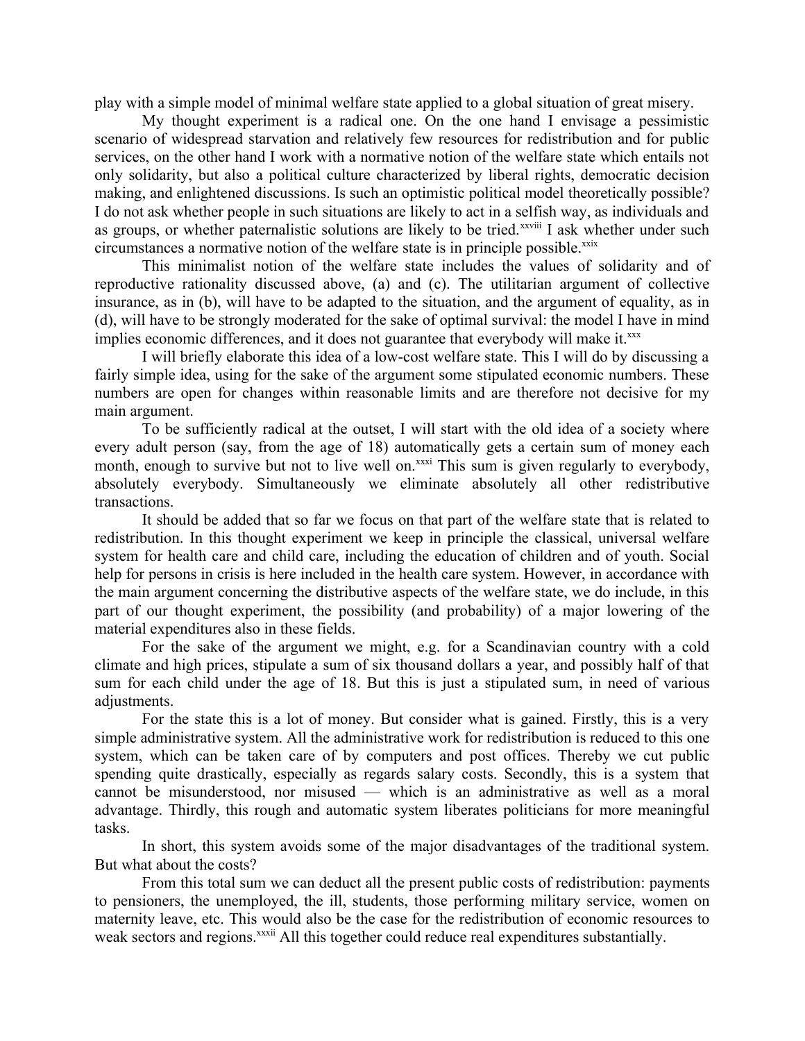play with a simple model of minimal welfare state applied to a global situation of great misery.

My thought experiment is a radical one. On the one hand I envisage a pessimistic scenario of widespread starvation and relatively few resources for redistribution and for public services, on the other hand I work with a normative notion of the welfare state which entails not only solidarity, but also a political culture characterized by liberal rights, democratic decision making, and enlightened discussions. Is such an optimistic political model theoretically possible? I do not ask whether people in such situations are likely to act in a selfish way, as individuals and as groups, or whether paternalistic solutions are likely to be tried.[xxviii] I ask whether under such circumstances a normative notion of the welfare state is in principle possible.[xxix]

This minimalist notion of the welfare state includes the values of solidarity and of reproductive rationality discussed above, (a) and (c). The utilitarian argument of collective insurance, as in (b), will have to be adapted to the situation, and the argument of equality, as in (d), will have to be strongly moderated for the sake of optimal survival: the model I have in mind implies economic differences, and it does not guarantee that everybody will make it.[xxx]

I will briefly elaborate this idea of a low-cost welfare state. This I will do by discussing a fairly simple idea, using for the sake of the argument some stipulated economic numbers. These numbers are open for changes within reasonable limits and are therefore not decisive for my main argument.

To be sufficiently radical at the outset, I will start with the old idea of a society where every adult person (say, from the age of 18) automatically gets a certain sum of money each month, enough to survive but not to live well on.[xxxi] This sum is given regularly to everybody, absolutely everybody. Simultaneously we eliminate absolutely all other redistributive transactions.

It should be added that so far we focus on that part of the welfare state that is related to redistribution. In this thought experiment we keep in principle the classical, universal welfare system for health care and child care, including the education of children and of youth. Social help for persons in crisis is here included in the health care system. However, in accordance with the main argument concerning the distributive aspects of the welfare state, we do include, in this part of our thought experiment, the possibility (and probability) of a major lowering of the material expenditures also in these fields.

For the sake of the argument we might, e.g. for a Scandinavian country with a cold climate and high prices, stipulate a sum of six thousand dollars a year, and possibly half of that sum for each child under the age of 18. But this is just a stipulated sum, in need of various adjustments.

For the state this is a lot of money. But consider what is gained. Firstly, this is a very simple administrative system. All the administrative work for redistribution is reduced to this one system, which can be taken care of by computers and post offices. Thereby we cut public spending quite drastically, especially as regards salary costs. Secondly, this is a system that cannot be misunderstood, nor misused — which is an administrative as well as a moral advantage. Thirdly, this rough and automatic system liberates politicians for more meaningful tasks.

In short, this system avoids some of the major disadvantages of the traditional system. But what about the costs?

From this total sum we can deduct all the present public costs of redistribution: payments to pensioners, the unemployed, the ill, students, those performing military service, women on maternity leave, etc. This would also be the case for the redistribution of economic resources to weak sectors and regions.[xxxii] All this together could reduce real expenditures substantially.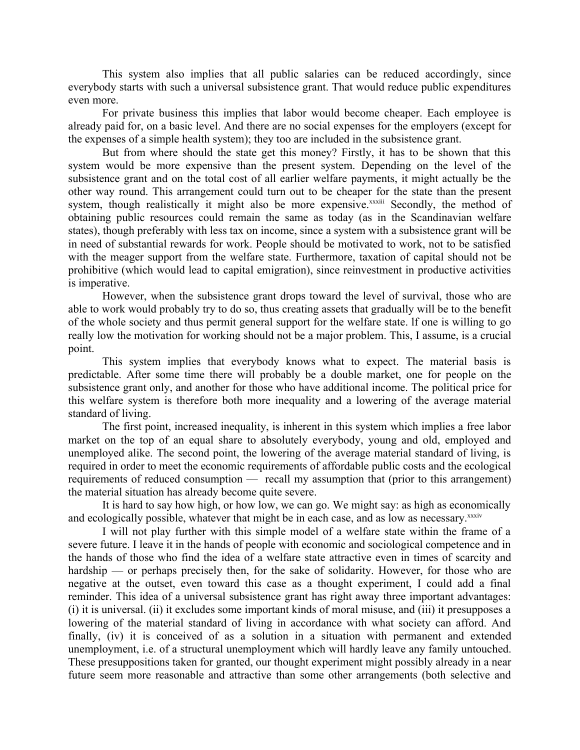This system also implies that all public salaries can be reduced accordingly, since everybody starts with such a universal subsistence grant. That would reduce public expenditures even more.

For private business this implies that labor would become cheaper. Each employee is already paid for, on a basic level. And there are no social expenses for the employers (except for the expenses of a simple health system); they too are included in the subsistence grant.

But from where should the state get this money? Firstly, it has to be shown that this system would be more expensive than the present system. Depending on the level of the subsistence grant and on the total cost of all earlier welfare payments, it might actually be the other way round. This arrangement could turn out to be cheaper for the state than the present system, though realistically it might also be more expensive.[xxxiii] Secondly, the method of obtaining public resources could remain the same as today (as in the Scandinavian welfare states), though preferably with less tax on income, since a system with a subsistence grant will be in need of substantial rewards for work. People should be motivated to work, not to be satisfied with the meager support from the welfare state. Furthermore, taxation of capital should not be prohibitive (which would lead to capital emigration), since reinvestment in productive activities is imperative.

However, when the subsistence grant drops toward the level of survival, those who are able to work would probably try to do so, thus creating assets that gradually will be to the benefit of the whole society and thus permit general support for the welfare state. If one is willing to go really low the motivation for working should not be a major problem. This, I assume, is a crucial point.

This system implies that everybody knows what to expect. The material basis is predictable. After some time there will probably be a double market, one for people on the subsistence grant only, and another for those who have additional income. The political price for this welfare system is therefore both more inequality and a lowering of the average material standard of living.

The first point, increased inequality, is inherent in this system which implies a free labor market on the top of an equal share to absolutely everybody, young and old, employed and unemployed alike. The second point, the lowering of the average material standard of living, is required in order to meet the economic requirements of affordable public costs and the ecological requirements of reduced consumption — recall my assumption that (prior to this arrangement) the material situation has already become quite severe.

It is hard to say how high, or how low, we can go. We might say: as high as economically and ecologically possible, whatever that might be in each case, and as low as necessary.[xxxiv]

I will not play further with this simple model of a welfare state within the frame of a severe future. I leave it in the hands of people with economic and sociological competence and in the hands of those who find the idea of a welfare state attractive even in times of scarcity and hardship — or perhaps precisely then, for the sake of solidarity. However, for those who are negative at the outset, even toward this case as a thought experiment, I could add a final reminder. This idea of a universal subsistence grant has right away three important advantages: (i) it is universal. (ii) it excludes some important kinds of moral misuse, and (iii) it presupposes a lowering of the material standard of living in accordance with what society can afford. And finally, (iv) it is conceived of as a solution in a situation with permanent and extended unemployment, i.e. of a structural unemployment which will hardly leave any family untouched. These presuppositions taken for granted, our thought experiment might possibly already in a near future seem more reasonable and attractive than some other arrangements (both selective and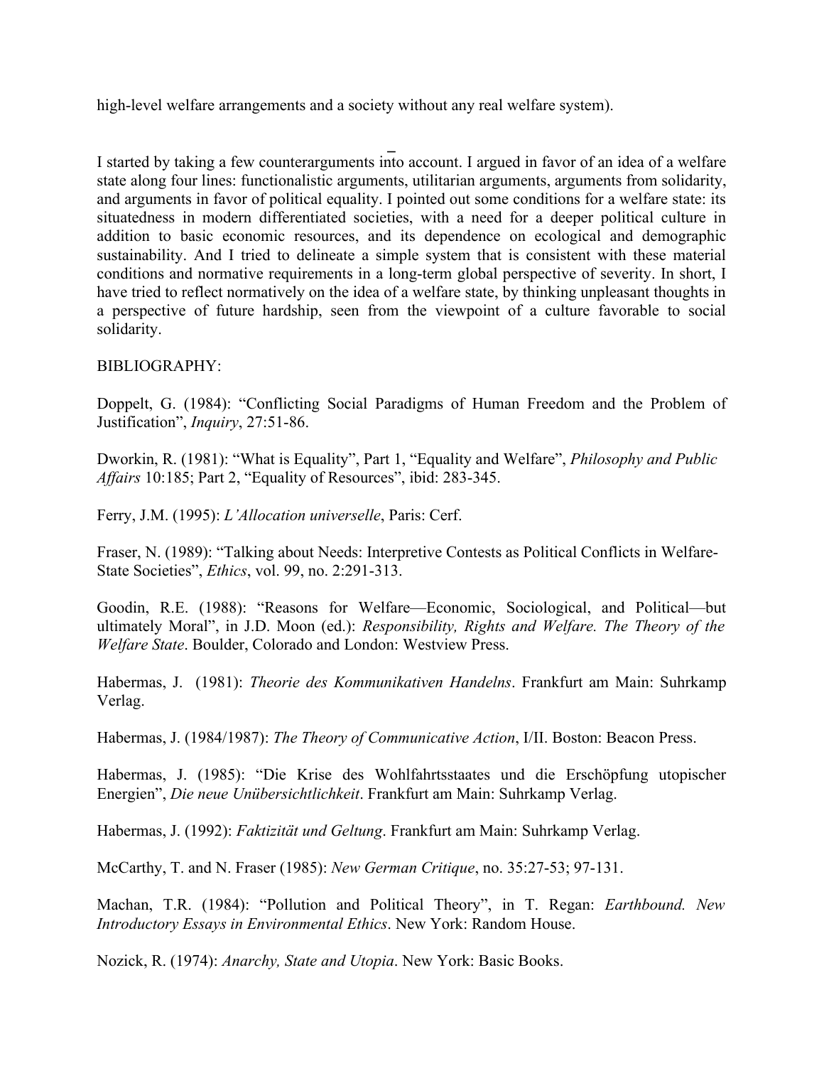high-level welfare arrangements and a society without any real welfare system).

I started by taking a few counterarguments into account. I argued in favor of an idea of a welfare state along four lines: functionalistic arguments, utilitarian arguments, arguments from solidarity, and arguments in favor of political equality. I pointed out some conditions for a welfare state: its situatedness in modern differentiated societies, with a need for a deeper political culture in addition to basic economic resources, and its dependence on ecological and demographic sustainability. And I tried to delineate a simple system that is consistent with these material conditions and normative requirements in a long-term global perspective of severity. In short, I have tried to reflect normatively on the idea of a welfare state, by thinking unpleasant thoughts in a perspective of future hardship, seen from the viewpoint of a culture favorable to social solidarity.

BIBLIOGRAPHY:

Doppelt, G. (1984): "Conflicting Social Paradigms of Human Freedom and the Problem of Justification", *Inquiry*, 27:51-86.

Dworkin, R. (1981): "What is Equality", Part 1, "Equality and Welfare", *Philosophy and Public Affairs* 10:185; Part 2, "Equality of Resources", ibid: 283-345.

Ferry, J.M. (1995): *L'Allocation universelle*, Paris: Cerf.

Fraser, N. (1989): "Talking about Needs: Interpretive Contests as Political Conflicts in Welfare-State Societies", *Ethics*, vol. 99, no. 2:291-313.

Goodin, R.E. (1988): "Reasons for Welfare—Economic, Sociological, and Political—but ultimately Moral", in J.D. Moon (ed.): *Responsibility, Rights and Welfare. The Theory of the Welfare State*. Boulder, Colorado and London: Westview Press.

Habermas, J. (1981): *Theorie des Kommunikativen Handelns*. Frankfurt am Main: Suhrkamp Verlag.

Habermas, J. (1984/1987): *The Theory of Communicative Action*, I/II. Boston: Beacon Press.

Habermas, J. (1985): "Die Krise des Wohlfahrtsstaates und die Erschöpfung utopischer Energien", *Die neue Unübersichtlichkeit*. Frankfurt am Main: Suhrkamp Verlag.

Habermas, J. (1992): *Faktizität und Geltung*. Frankfurt am Main: Suhrkamp Verlag.

McCarthy, T. and N. Fraser (1985): *New German Critique*, no. 35:27-53; 97-131.

Machan, T.R. (1984): "Pollution and Political Theory", in T. Regan: *Earthbound. New Introductory Essays in Environmental Ethics*. New York: Random House.

Nozick, R. (1974): *Anarchy, State and Utopia*. New York: Basic Books.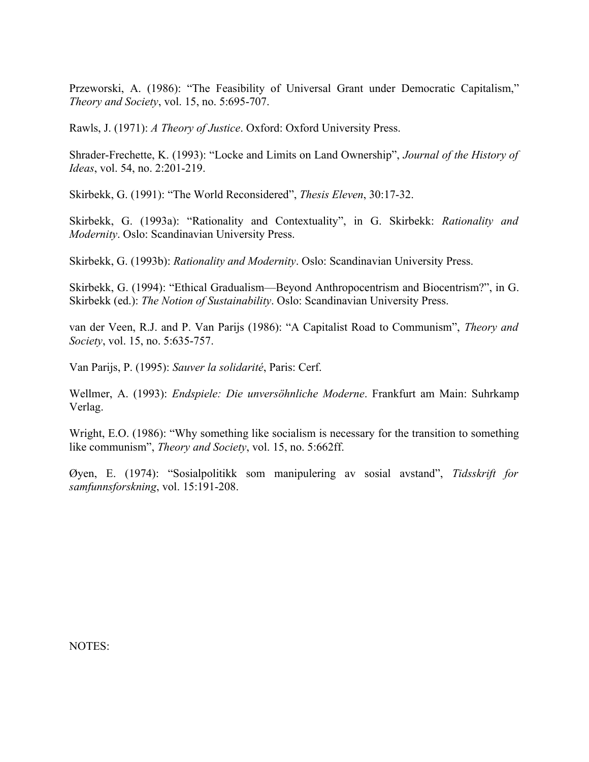Przeworski, A. (1986): "The Feasibility of Universal Grant under Democratic Capitalism," *Theory and Society*, vol. 15, no. 5:695-707.

Rawls, J. (1971): *A Theory of Justice*. Oxford: Oxford University Press.

Shrader-Frechette, K. (1993): "Locke and Limits on Land Ownership", *Journal of the History of Ideas*, vol. 54, no. 2:201-219.

Skirbekk, G. (1991): "The World Reconsidered", *Thesis Eleven*, 30:17-32.

Skirbekk, G. (1993a): "Rationality and Contextuality", in G. Skirbekk: *Rationality and Modernity*. Oslo: Scandinavian University Press.

Skirbekk, G. (1993b): *Rationality and Modernity*. Oslo: Scandinavian University Press.

Skirbekk, G. (1994): "Ethical Gradualism—Beyond Anthropocentrism and Biocentrism?", in G. Skirbekk (ed.): *The Notion of Sustainability*. Oslo: Scandinavian University Press.

van der Veen, R.J. and P. Van Parijs (1986): "A Capitalist Road to Communism", *Theory and Society*, vol. 15, no. 5:635-757.

Van Parijs, P. (1995): *Sauver la solidarité*, Paris: Cerf.

Wellmer, A. (1993): *Endspiele: Die unversöhnliche Moderne*. Frankfurt am Main: Suhrkamp Verlag.

Wright, E.O. (1986): "Why something like socialism is necessary for the transition to something like communism", *Theory and Society*, vol. 15, no. 5:662ff.

Øyen, E. (1974): "Sosialpolitikk som manipulering av sosial avstand", *Tidsskrift for samfunnsforskning*, vol. 15:191-208.

NOTES: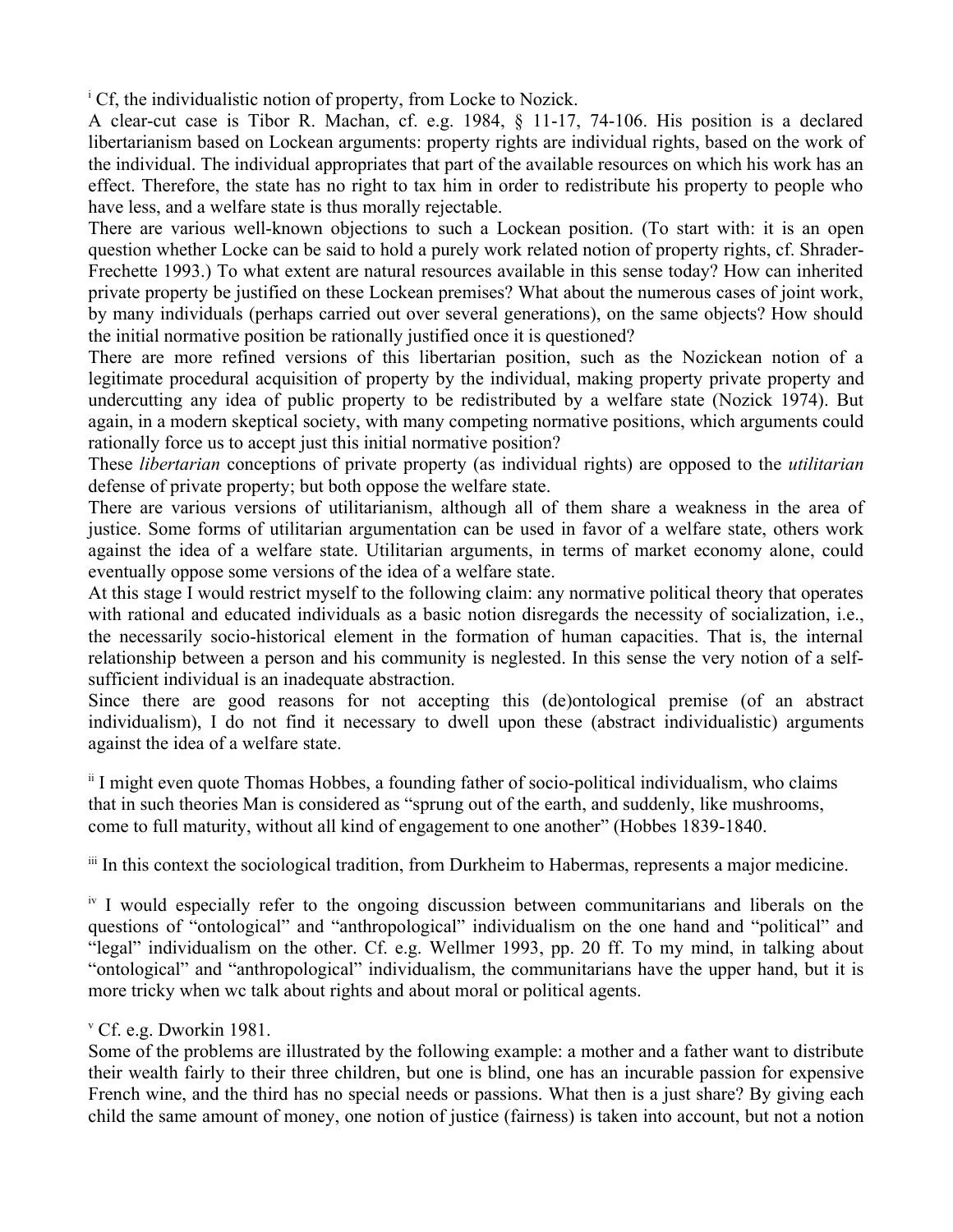[i] Cf, the individualistic notion of property, from Locke to Nozick.

A clear-cut case is Tibor R. Machan, cf. e.g. 1984, § 11-17, 74-106. His position is a declared libertarianism based on Lockean arguments: property rights are individual rights, based on the work of the individual. The individual appropriates that part of the available resources on which his work has an effect. Therefore, the state has no right to tax him in order to redistribute his property to people who have less, and a welfare state is thus morally rejectable.

There are various well-known objections to such a Lockean position. (To start with: it is an open question whether Locke can be said to hold a purely work related notion of property rights, cf. Shrader-Frechette 1993.) To what extent are natural resources available in this sense today? How can inherited private property be justified on these Lockean premises? What about the numerous cases of joint work, by many individuals (perhaps carried out over several generations), on the same objects? How should the initial normative position be rationally justified once it is questioned?

There are more refined versions of this libertarian position, such as the Nozickean notion of a legitimate procedural acquisition of property by the individual, making property private property and undercutting any idea of public property to be redistributed by a welfare state (Nozick 1974). But again, in a modern skeptical society, with many competing normative positions, which arguments could rationally force us to accept just this initial normative position?

These *libertarian* conceptions of private property (as individual rights) are opposed to the *utilitarian* defense of private property; but both oppose the welfare state.

There are various versions of utilitarianism, although all of them share a weakness in the area of justice. Some forms of utilitarian argumentation can be used in favor of a welfare state, others work against the idea of a welfare state. Utilitarian arguments, in terms of market economy alone, could eventually oppose some versions of the idea of a welfare state.

At this stage I would restrict myself to the following claim: any normative political theory that operates with rational and educated individuals as a basic notion disregards the necessity of socialization, i.e., the necessarily socio-historical element in the formation of human capacities. That is, the internal relationship between a person and his community is neglested. In this sense the very notion of a self-sufficient individual is an inadequate abstraction.

Since there are good reasons for not accepting this (de)ontological premise (of an abstract individualism), I do not find it necessary to dwell upon these (abstract individualistic) arguments against the idea of a welfare state.

[ii] I might even quote Thomas Hobbes, a founding father of socio-political individualism, who claims that in such theories Man is considered as "sprung out of the earth, and suddenly, like mushrooms, come to full maturity, without all kind of engagement to one another" (Hobbes 1839-1840.

[iii] In this context the sociological tradition, from Durkheim to Habermas, represents a major medicine.

[iv] I would especially refer to the ongoing discussion between communitarians and liberals on the questions of "ontological" and "anthropological" individualism on the one hand and "political" and "legal" individualism on the other. Cf. e.g. Wellmer 1993, pp. 20 ff. To my mind, in talking about "ontological" and "anthropological" individualism, the communitarians have the upper hand, but it is more tricky when wc talk about rights and about moral or political agents.

[v] Cf. e.g. Dworkin 1981.

Some of the problems are illustrated by the following example: a mother and a father want to distribute their wealth fairly to their three children, but one is blind, one has an incurable passion for expensive French wine, and the third has no special needs or passions. What then is a just share? By giving each child the same amount of money, one notion of justice (fairness) is taken into account, but not a notion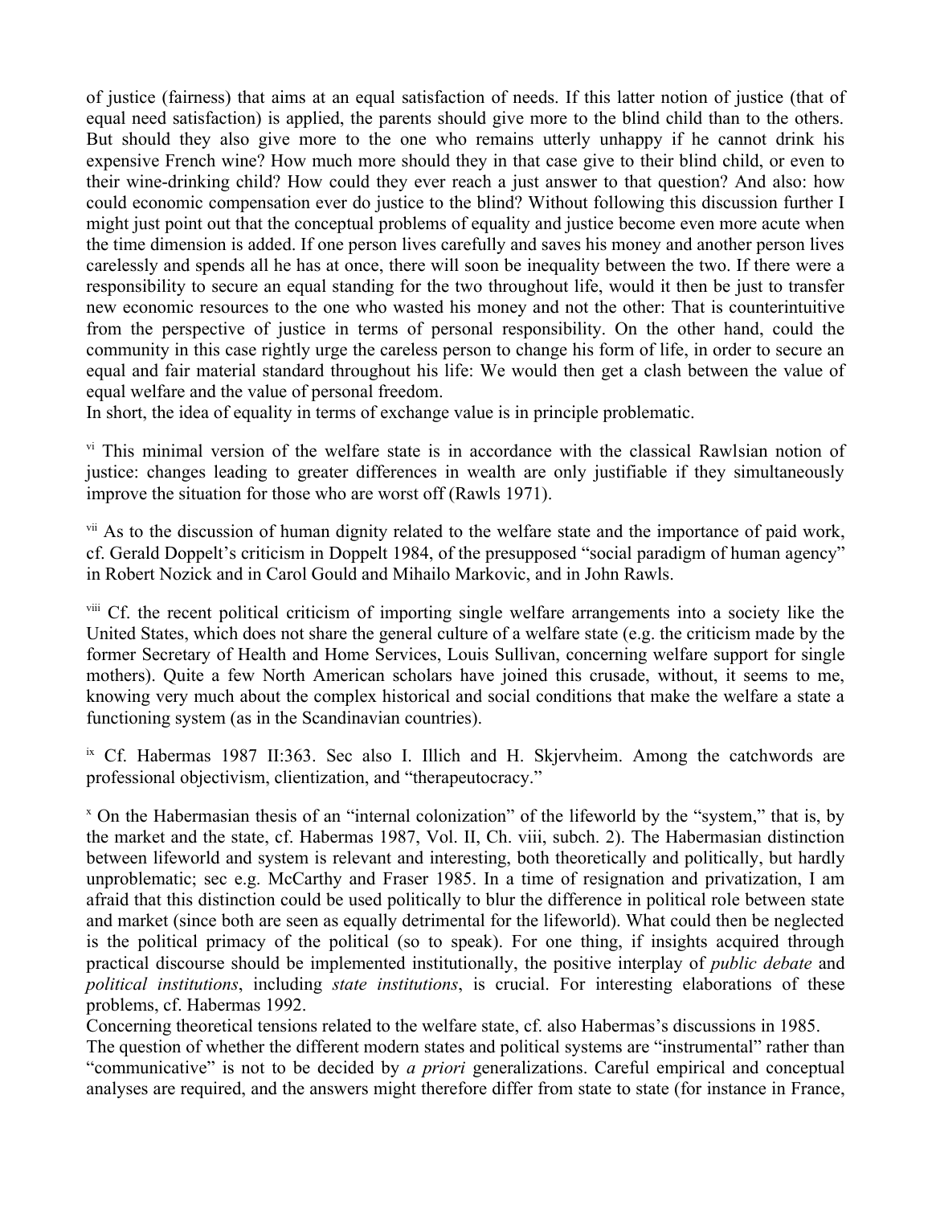of justice (fairness) that aims at an equal satisfaction of needs. If this latter notion of justice (that of equal need satisfaction) is applied, the parents should give more to the blind child than to the others. But should they also give more to the one who remains utterly unhappy if he cannot drink his expensive French wine? How much more should they in that case give to their blind child, or even to their wine-drinking child? How could they ever reach a just answer to that question? And also: how could economic compensation ever do justice to the blind? Without following this discussion further I might just point out that the conceptual problems of equality and justice become even more acute when the time dimension is added. If one person lives carefully and saves his money and another person lives carelessly and spends all he has at once, there will soon be inequality between the two. If there were a responsibility to secure an equal standing for the two throughout life, would it then be just to transfer new economic resources to the one who wasted his money and not the other: That is counterintuitive from the perspective of justice in terms of personal responsibility. On the other hand, could the community in this case rightly urge the careless person to change his form of life, in order to secure an equal and fair material standard throughout his life: We would then get a clash between the value of equal welfare and the value of personal freedom.

In short, the idea of equality in terms of exchange value is in principle problematic.

[vi] This minimal version of the welfare state is in accordance with the classical Rawlsian notion of justice: changes leading to greater differences in wealth are only justifiable if they simultaneously improve the situation for those who are worst off (Rawls 1971).

[vii] As to the discussion of human dignity related to the welfare state and the importance of paid work, cf. Gerald Doppelt's criticism in Doppelt 1984, of the presupposed "social paradigm of human agency" in Robert Nozick and in Carol Gould and Mihailo Markovic, and in John Rawls.

[viii] Cf. the recent political criticism of importing single welfare arrangements into a society like the United States, which does not share the general culture of a welfare state (e.g. the criticism made by the former Secretary of Health and Home Services, Louis Sullivan, concerning welfare support for single mothers). Quite a few North American scholars have joined this crusade, without, it seems to me, knowing very much about the complex historical and social conditions that make the welfare a state a functioning system (as in the Scandinavian countries).

[ix] Cf. Habermas 1987 II:363. Sec also I. Illich and H. Skjervheim. Among the catchwords are professional objectivism, clientization, and "therapeutocracy."

[x] On the Habermasian thesis of an "internal colonization" of the lifeworld by the "system," that is, by the market and the state, cf. Habermas 1987, Vol. II, Ch. viii, subch. 2). The Habermasian distinction between lifeworld and system is relevant and interesting, both theoretically and politically, but hardly unproblematic; sec e.g. McCarthy and Fraser 1985. In a time of resignation and privatization, I am afraid that this distinction could be used politically to blur the difference in political role between state and market (since both are seen as equally detrimental for the lifeworld). What could then be neglected is the political primacy of the political (so to speak). For one thing, if insights acquired through practical discourse should be implemented institutionally, the positive interplay of *public debate* and *political institutions*, including *state institutions*, is crucial. For interesting elaborations of these problems, cf. Habermas 1992.

Concerning theoretical tensions related to the welfare state, cf. also Habermas's discussions in 1985.

The question of whether the different modern states and political systems are "instrumental" rather than "communicative" is not to be decided by *a priori* generalizations. Careful empirical and conceptual analyses are required, and the answers might therefore differ from state to state (for instance in France,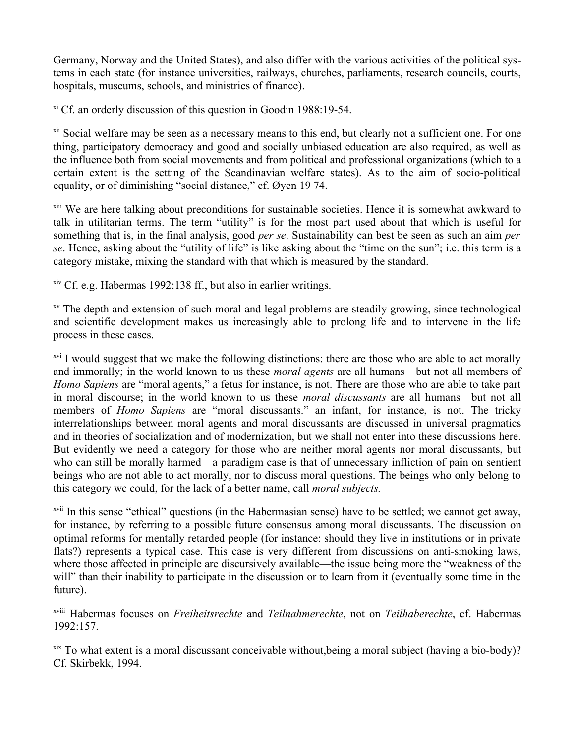Germany, Norway and the United States), and also differ with the various activities of the political systems in each state (for instance universities, railways, churches, parliaments, research councils, courts, hospitals, museums, schools, and ministries of finance).

[xi] Cf. an orderly discussion of this question in Goodin 1988:19-54.

[xii] Social welfare may be seen as a necessary means to this end, but clearly not a sufficient one. For one thing, participatory democracy and good and socially unbiased education are also required, as well as the influence both from social movements and from political and professional organizations (which to a certain extent is the setting of the Scandinavian welfare states). As to the aim of socio-political equality, or of diminishing "social distance," cf. Øyen 19 74.

[xiii] We are here talking about preconditions for sustainable societies. Hence it is somewhat awkward to talk in utilitarian terms. The term "utility" is for the most part used about that which is useful for something that is, in the final analysis, good *per se*. Sustainability can best be seen as such an aim *per se*. Hence, asking about the "utility of life" is like asking about the "time on the sun"; i.e. this term is a category mistake, mixing the standard with that which is measured by the standard.

[xiv] Cf. e.g. Habermas 1992:138 ff., but also in earlier writings.

[xv] The depth and extension of such moral and legal problems are steadily growing, since technological and scientific development makes us increasingly able to prolong life and to intervene in the life process in these cases.

[xvi] I would suggest that wc make the following distinctions: there are those who are able to act morally and immorally; in the world known to us these *moral agents* are all humans—but not all members of *Homo Sapiens* are "moral agents," a fetus for instance, is not. There are those who are able to take part in moral discourse; in the world known to us these *moral discussants* are all humans—but not all members of *Homo Sapiens* are "moral discussants." an infant, for instance, is not. The tricky interrelationships between moral agents and moral discussants are discussed in universal pragmatics and in theories of socialization and of modernization, but we shall not enter into these discussions here. But evidently we need a category for those who are neither moral agents nor moral discussants, but who can still be morally harmed—a paradigm case is that of unnecessary infliction of pain on sentient beings who are not able to act morally, nor to discuss moral questions. The beings who only belong to this category wc could, for the lack of a better name, call *moral subjects.*

[xvii] In this sense "ethical" questions (in the Habermasian sense) have to be settled; we cannot get away, for instance, by referring to a possible future consensus among moral discussants. The discussion on optimal reforms for mentally retarded people (for instance: should they live in institutions or in private flats?) represents a typical case. This case is very different from discussions on anti-smoking laws, where those affected in principle are discursively available—the issue being more the "weakness of the will" than their inability to participate in the discussion or to learn from it (eventually some time in the future).

[xviii] Habermas focuses on *Freiheitsrechte* and *Teilnahmerechte*, not on *Teilhaberechte*, cf. Habermas 1992:157.

[xix] To what extent is a moral discussant conceivable without,being a moral subject (having a bio-body)? Cf. Skirbekk, 1994.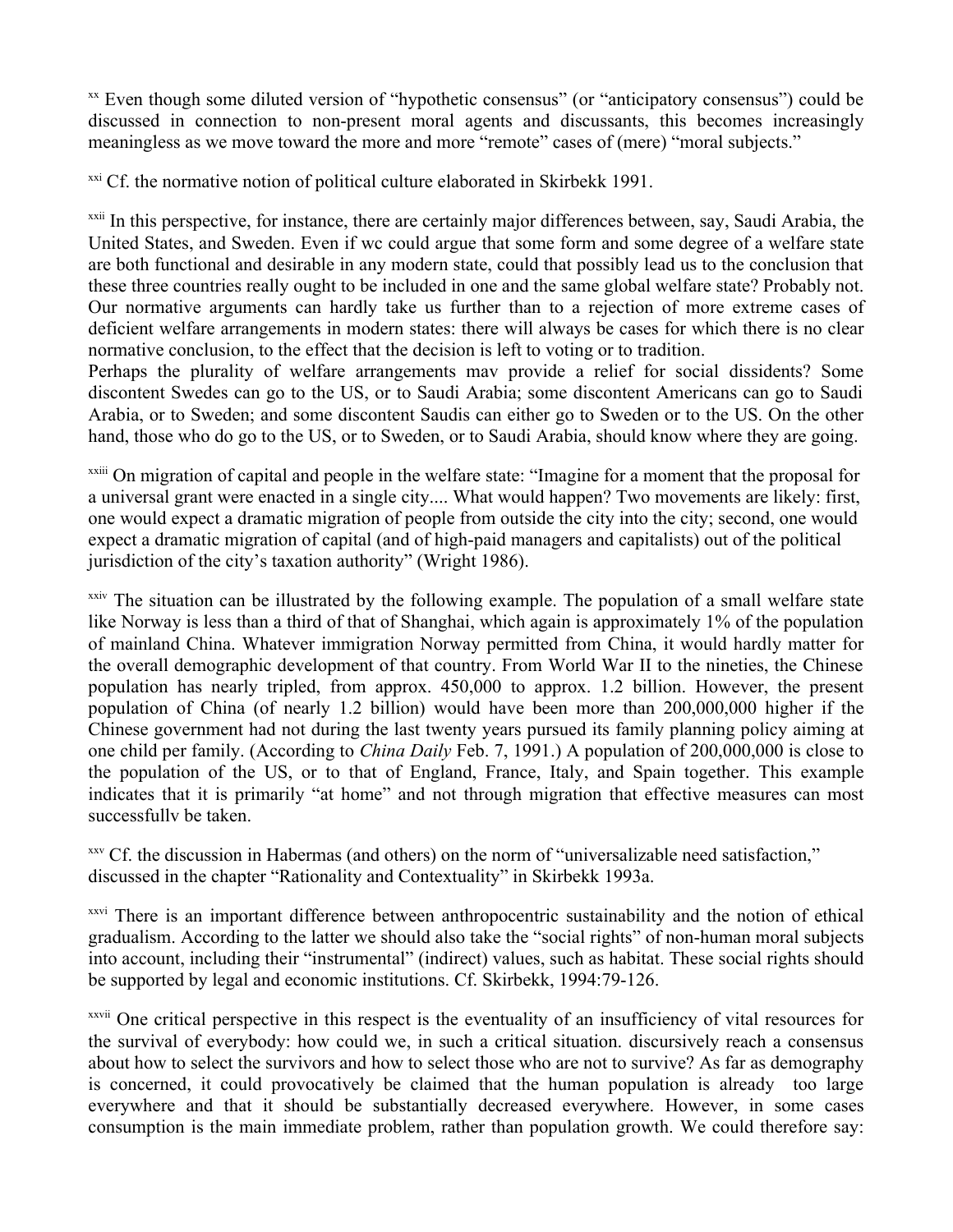[xx] Even though some diluted version of "hypothetic consensus" (or "anticipatory consensus") could be discussed in connection to non-present moral agents and discussants, this becomes increasingly meaningless as we move toward the more and more "remote" cases of (mere) "moral subjects."

[xxi] Cf. the normative notion of political culture elaborated in Skirbekk 1991.

[xxii] In this perspective, for instance, there are certainly major differences between, say, Saudi Arabia, the United States, and Sweden. Even if wc could argue that some form and some degree of a welfare state are both functional and desirable in any modern state, could that possibly lead us to the conclusion that these three countries really ought to be included in one and the same global welfare state? Probably not. Our normative arguments can hardly take us further than to a rejection of more extreme cases of deficient welfare arrangements in modern states: there will always be cases for which there is no clear normative conclusion, to the effect that the decision is left to voting or to tradition.
Perhaps the plurality of welfare arrangements mav provide a relief for social dissidents? Some discontent Swedes can go to the US, or to Saudi Arabia; some discontent Americans can go to Saudi Arabia, or to Sweden; and some discontent Saudis can either go to Sweden or to the US. On the other hand, those who do go to the US, or to Sweden, or to Saudi Arabia, should know where they are going.

[xxiii] On migration of capital and people in the welfare state: "Imagine for a moment that the proposal for a universal grant were enacted in a single city.... What would happen? Two movements are likely: first, one would expect a dramatic migration of people from outside the city into the city; second, one would expect a dramatic migration of capital (and of high-paid managers and capitalists) out of the political jurisdiction of the city's taxation authority" (Wright 1986).

[xxiv] The situation can be illustrated by the following example. The population of a small welfare state like Norway is less than a third of that of Shanghai, which again is approximately 1% of the population of mainland China. Whatever immigration Norway permitted from China, it would hardly matter for the overall demographic development of that country. From World War II to the nineties, the Chinese population has nearly tripled, from approx. 450,000 to approx. 1.2 billion. However, the present population of China (of nearly 1.2 billion) would have been more than 200,000,000 higher if the Chinese government had not during the last twenty years pursued its family planning policy aiming at one child per family. (According to *China Daily* Feb. 7, 1991.) A population of 200,000,000 is close to the population of the US, or to that of England, France, Italy, and Spain together. This example indicates that it is primarily "at home" and not through migration that effective measures can most successfullv be taken.

[xxv] Cf. the discussion in Habermas (and others) on the norm of "universalizable need satisfaction," discussed in the chapter "Rationality and Contextuality" in Skirbekk 1993a.

[xxvi] There is an important difference between anthropocentric sustainability and the notion of ethical gradualism. According to the latter we should also take the "social rights" of non-human moral subjects into account, including their "instrumental" (indirect) values, such as habitat. These social rights should be supported by legal and economic institutions. Cf. Skirbekk, 1994:79-126.

[xxvii] One critical perspective in this respect is the eventuality of an insufficiency of vital resources for the survival of everybody: how could we, in such a critical situation. discursively reach a consensus about how to select the survivors and how to select those who are not to survive? As far as demography is concerned, it could provocatively be claimed that the human population is already too large everywhere and that it should be substantially decreased everywhere. However, in some cases consumption is the main immediate problem, rather than population growth. We could therefore say: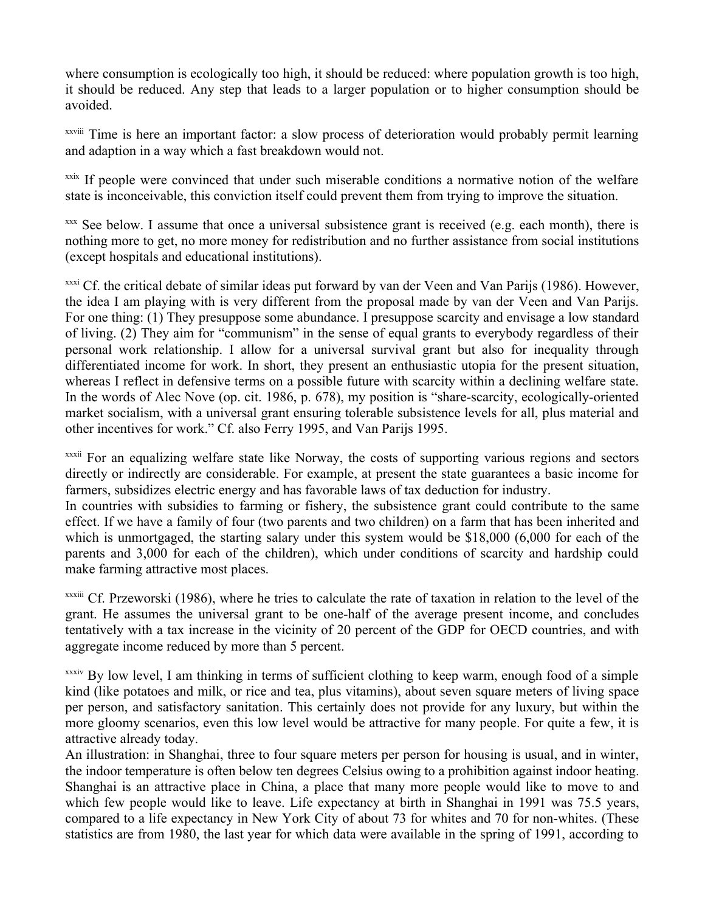where consumption is ecologically too high, it should be reduced: where population growth is too high, it should be reduced. Any step that leads to a larger population or to higher consumption should be avoided.

[xxviii] Time is here an important factor: a slow process of deterioration would probably permit learning and adaption in a way which a fast breakdown would not.

[xxix] If people were convinced that under such miserable conditions a normative notion of the welfare state is inconceivable, this conviction itself could prevent them from trying to improve the situation.

[xxx] See below. I assume that once a universal subsistence grant is received (e.g. each month), there is nothing more to get, no more money for redistribution and no further assistance from social institutions (except hospitals and educational institutions).

[xxxi] Cf. the critical debate of similar ideas put forward by van der Veen and Van Parijs (1986). However, the idea I am playing with is very different from the proposal made by van der Veen and Van Parijs. For one thing: (1) They presuppose some abundance. I presuppose scarcity and envisage a low standard of living. (2) They aim for "communism" in the sense of equal grants to everybody regardless of their personal work relationship. I allow for a universal survival grant but also for inequality through differentiated income for work. In short, they present an enthusiastic utopia for the present situation, whereas I reflect in defensive terms on a possible future with scarcity within a declining welfare state. In the words of Alec Nove (op. cit. 1986, p. 678), my position is "share-scarcity, ecologically-oriented market socialism, with a universal grant ensuring tolerable subsistence levels for all, plus material and other incentives for work." Cf. also Ferry 1995, and Van Parijs 1995.

[xxxii] For an equalizing welfare state like Norway, the costs of supporting various regions and sectors directly or indirectly are considerable. For example, at present the state guarantees a basic income for farmers, subsidizes electric energy and has favorable laws of tax deduction for industry.
In countries with subsidies to farming or fishery, the subsistence grant could contribute to the same effect. If we have a family of four (two parents and two children) on a farm that has been inherited and which is unmortgaged, the starting salary under this system would be $18,000 (6,000 for each of the parents and 3,000 for each of the children), which under conditions of scarcity and hardship could make farming attractive most places.

[xxxiii] Cf. Przeworski (1986), where he tries to calculate the rate of taxation in relation to the level of the grant. He assumes the universal grant to be one-half of the average present income, and concludes tentatively with a tax increase in the vicinity of 20 percent of the GDP for OECD countries, and with aggregate income reduced by more than 5 percent.

[xxxiv] By low level, I am thinking in terms of sufficient clothing to keep warm, enough food of a simple kind (like potatoes and milk, or rice and tea, plus vitamins), about seven square meters of living space per person, and satisfactory sanitation. This certainly does not provide for any luxury, but within the more gloomy scenarios, even this low level would be attractive for many people. For quite a few, it is attractive already today.
An illustration: in Shanghai, three to four square meters per person for housing is usual, and in winter, the indoor temperature is often below ten degrees Celsius owing to a prohibition against indoor heating. Shanghai is an attractive place in China, a place that many more people would like to move to and which few people would like to leave. Life expectancy at birth in Shanghai in 1991 was 75.5 years, compared to a life expectancy in New York City of about 73 for whites and 70 for non-whites. (These statistics are from 1980, the last year for which data were available in the spring of 1991, according to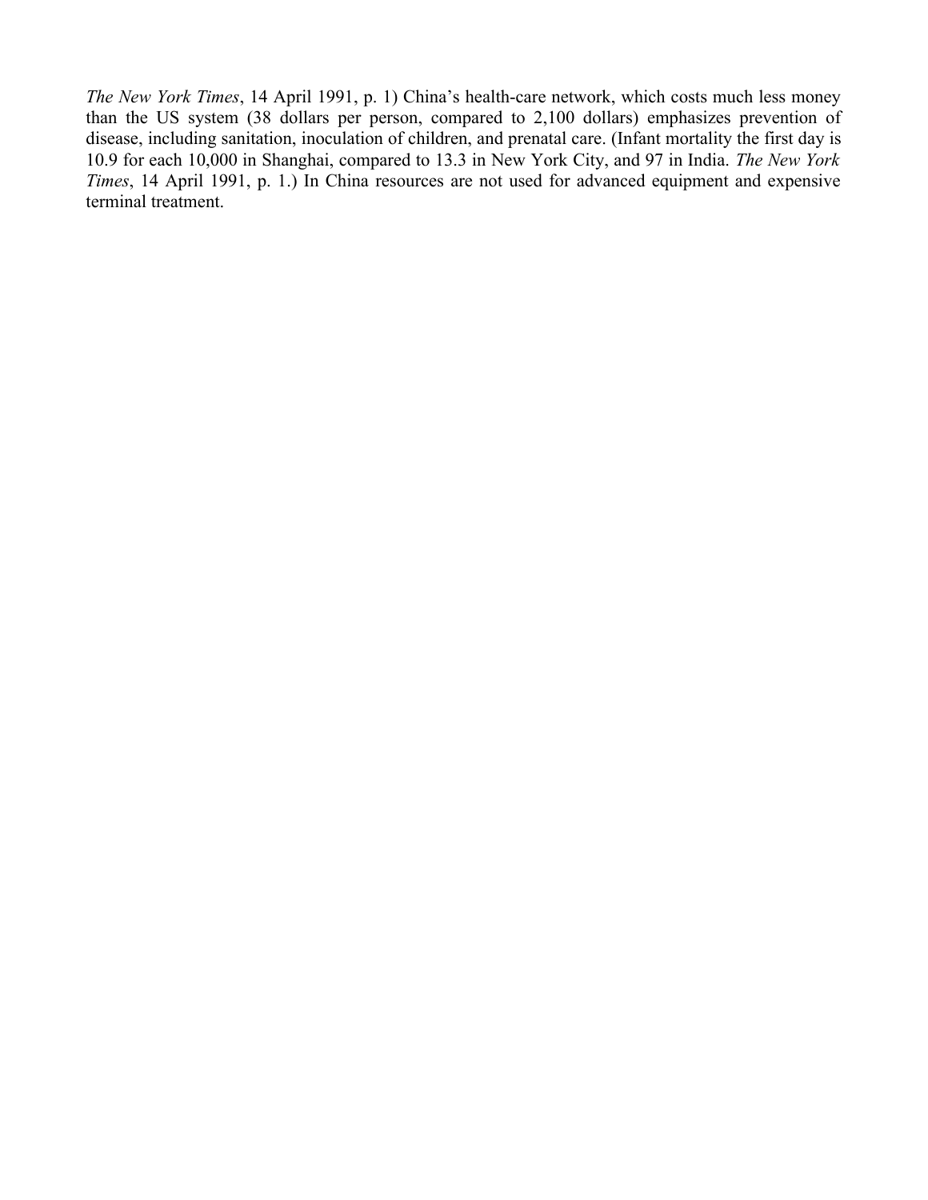*The New York Times*, 14 April 1991, p. 1) China's health-care network, which costs much less money than the US system (38 dollars per person, compared to 2,100 dollars) emphasizes prevention of disease, including sanitation, inoculation of children, and prenatal care. (Infant mortality the first day is 10.9 for each 10,000 in Shanghai, compared to 13.3 in New York City, and 97 in India. *The New York Times*, 14 April 1991, p. 1.) In China resources are not used for advanced equipment and expensive terminal treatment.